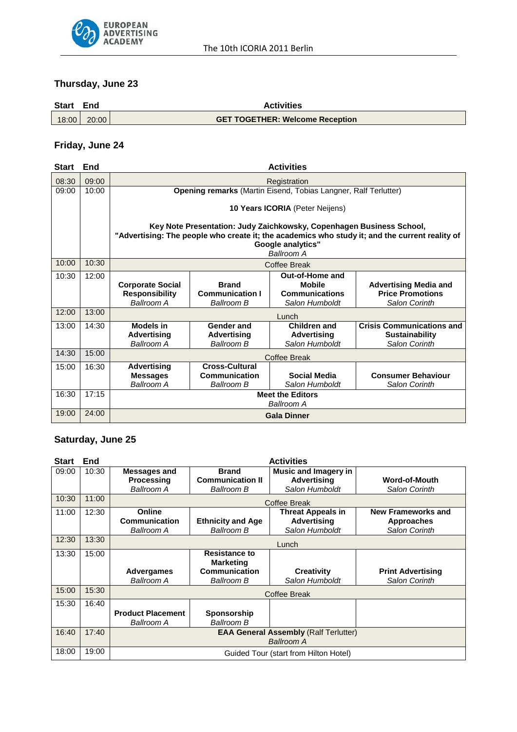## Thursday, June 23

| Start | End | Activities |
|---|---|---|
| 18:00 | 20:00 | **GET TOGETHER: Welcome Reception** |

## Friday, June 24

| Start | End | Activities | | | |
|---|---|---|---|---|---|
| 08:30 | 09:00 | Registration | | | |
| 09:00 | 10:00 | **Opening remarks** (Martin Eisend, Tobias Langner, Ralf Terlutter)<br><br>**10 Years ICORIA** (Peter Neijens)<br><br>**Key Note Presentation: Judy Zaichkowsky, Copenhagen Business School, "Advertising: The people who create it; the academics who study it; and the current reality of Google analytics"**<br>*Ballroom A* | | | |
| 10:00 | 10:30 | Coffee Break | | | |
| 10:30 | 12:00 | **Corporate Social Responsibility**<br>*Ballroom A* | **Brand Communication I**<br>*Ballroom B* | **Out-of-Home and Mobile Communications**<br>*Salon Humboldt* | **Advertising Media and Price Promotions**<br>*Salon Corinth* |
| 12:00 | 13:00 | Lunch | | | |
| 13:00 | 14:30 | **Models in Advertising**<br>*Ballroom A* | **Gender and Advertising**<br>*Ballroom B* | **Children and Advertising**<br>*Salon Humboldt* | **Crisis Communications and Sustainability**<br>*Salon Corinth* |
| 14:30 | 15:00 | Coffee Break | | | |
| 15:00 | 16:30 | **Advertising Messages**<br>*Ballroom A* | **Cross-Cultural Communication**<br>*Ballroom B* | **Social Media**<br>*Salon Humboldt* | **Consumer Behaviour**<br>*Salon Corinth* |
| 16:30 | 17:15 | **Meet the Editors**<br>*Ballroom A* | | | |
| 19:00 | 24:00 | **Gala Dinner** | | | |

## Saturday, June 25

| Start | End | Activities | | | |
|---|---|---|---|---|---|
| 09:00 | 10:30 | **Messages and Processing**<br>*Ballroom A* | **Brand Communication II**<br>*Ballroom B* | **Music and Imagery in Advertising**<br>*Salon Humboldt* | **Word-of-Mouth**<br>*Salon Corinth* |
| 10:30 | 11:00 | Coffee Break | | | |
| 11:00 | 12:30 | **Online Communication**<br>*Ballroom A* | **Ethnicity and Age**<br>*Ballroom B* | **Threat Appeals in Advertising**<br>*Salon Humboldt* | **New Frameworks and Approaches**<br>*Salon Corinth* |
| 12:30 | 13:30 | Lunch | | | |
| 13:30 | 15:00 | **Advergames**<br>*Ballroom A* | **Resistance to Marketing Communication**<br>*Ballroom B* | **Creativity**<br>*Salon Humboldt* | **Print Advertising**<br>*Salon Corinth* |
| 15:00 | 15:30 | Coffee Break | | | |
| 15:30 | 16:40 | **Product Placement**<br>*Ballroom A* | **Sponsorship**<br>*Ballroom B* | | |
| 16:40 | 17:40 | **EAA General Assembly** (Ralf Terlutter)<br>*Ballroom A* | | | |
| 18:00 | 19:00 | Guided Tour (start from Hilton Hotel) | | | |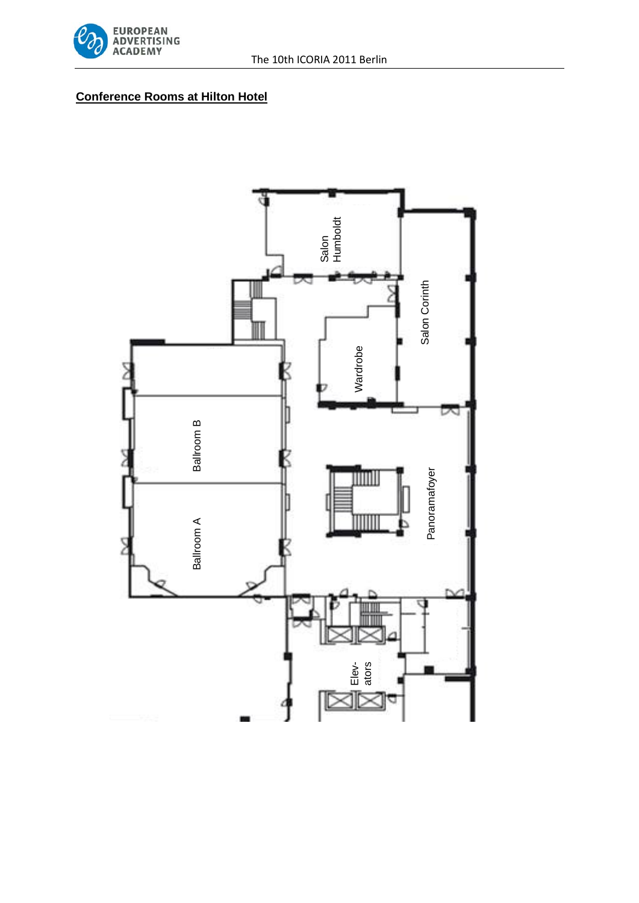**Conference Rooms at Hilton Hotel**

Salon Humboldt

Salon Corinth

Wardrobe

Ballroom B

Ballroom A

Panoramafoyer

Elev-ators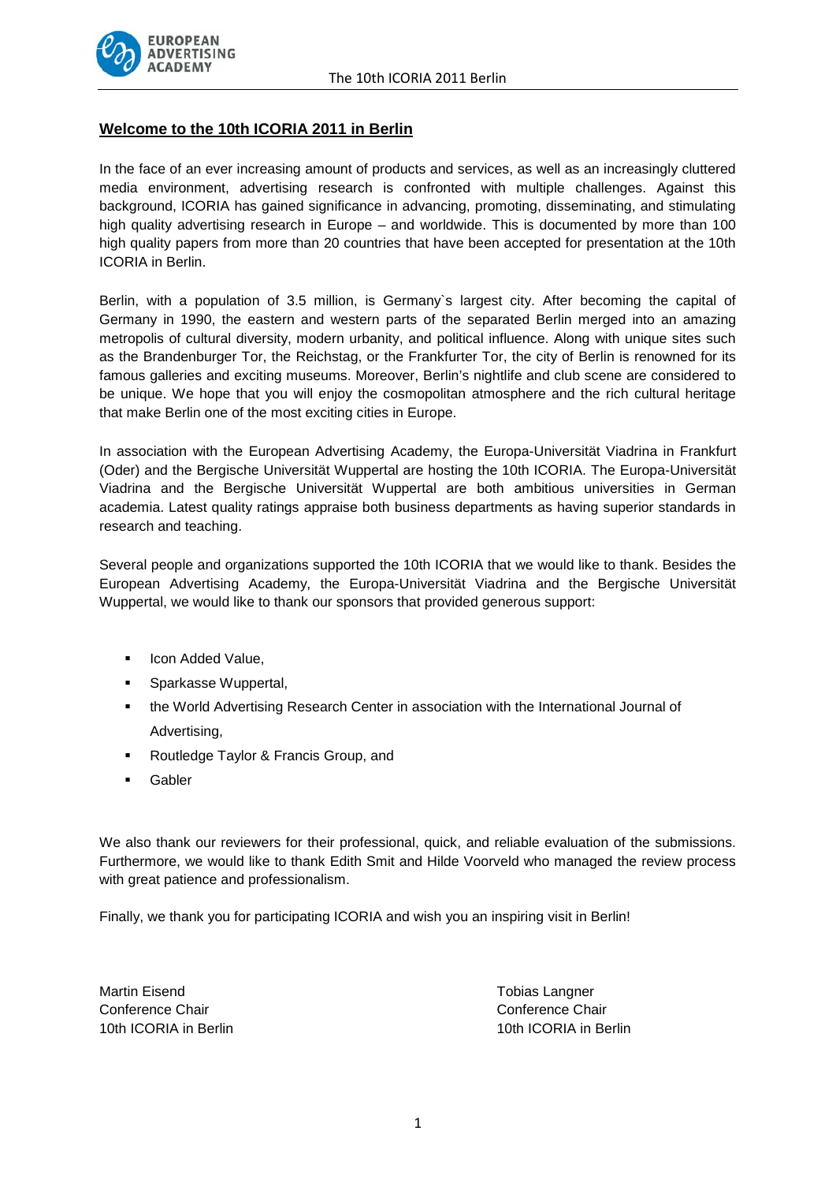## Welcome to the 10th ICORIA 2011 in Berlin

In the face of an ever increasing amount of products and services, as well as an increasingly cluttered media environment, advertising research is confronted with multiple challenges. Against this background, ICORIA has gained significance in advancing, promoting, disseminating, and stimulating high quality advertising research in Europe – and worldwide. This is documented by more than 100 high quality papers from more than 20 countries that have been accepted for presentation at the 10th ICORIA in Berlin.

Berlin, with a population of 3.5 million, is Germany`s largest city. After becoming the capital of Germany in 1990, the eastern and western parts of the separated Berlin merged into an amazing metropolis of cultural diversity, modern urbanity, and political influence. Along with unique sites such as the Brandenburger Tor, the Reichstag, or the Frankfurter Tor, the city of Berlin is renowned for its famous galleries and exciting museums. Moreover, Berlin's nightlife and club scene are considered to be unique. We hope that you will enjoy the cosmopolitan atmosphere and the rich cultural heritage that make Berlin one of the most exciting cities in Europe.

In association with the European Advertising Academy, the Europa-Universität Viadrina in Frankfurt (Oder) and the Bergische Universität Wuppertal are hosting the 10th ICORIA. The Europa-Universität Viadrina and the Bergische Universität Wuppertal are both ambitious universities in German academia. Latest quality ratings appraise both business departments as having superior standards in research and teaching.

Several people and organizations supported the 10th ICORIA that we would like to thank. Besides the European Advertising Academy, the Europa-Universität Viadrina and the Bergische Universität Wuppertal, we would like to thank our sponsors that provided generous support:

- Icon Added Value,
- Sparkasse Wuppertal,
- the World Advertising Research Center in association with the International Journal of Advertising,
- Routledge Taylor & Francis Group, and
- Gabler

We also thank our reviewers for their professional, quick, and reliable evaluation of the submissions. Furthermore, we would like to thank Edith Smit and Hilde Voorveld who managed the review process with great patience and professionalism.

Finally, we thank you for participating ICORIA and wish you an inspiring visit in Berlin!

Martin Eisend
Conference Chair
10th ICORIA in Berlin

Tobias Langner
Conference Chair
10th ICORIA in Berlin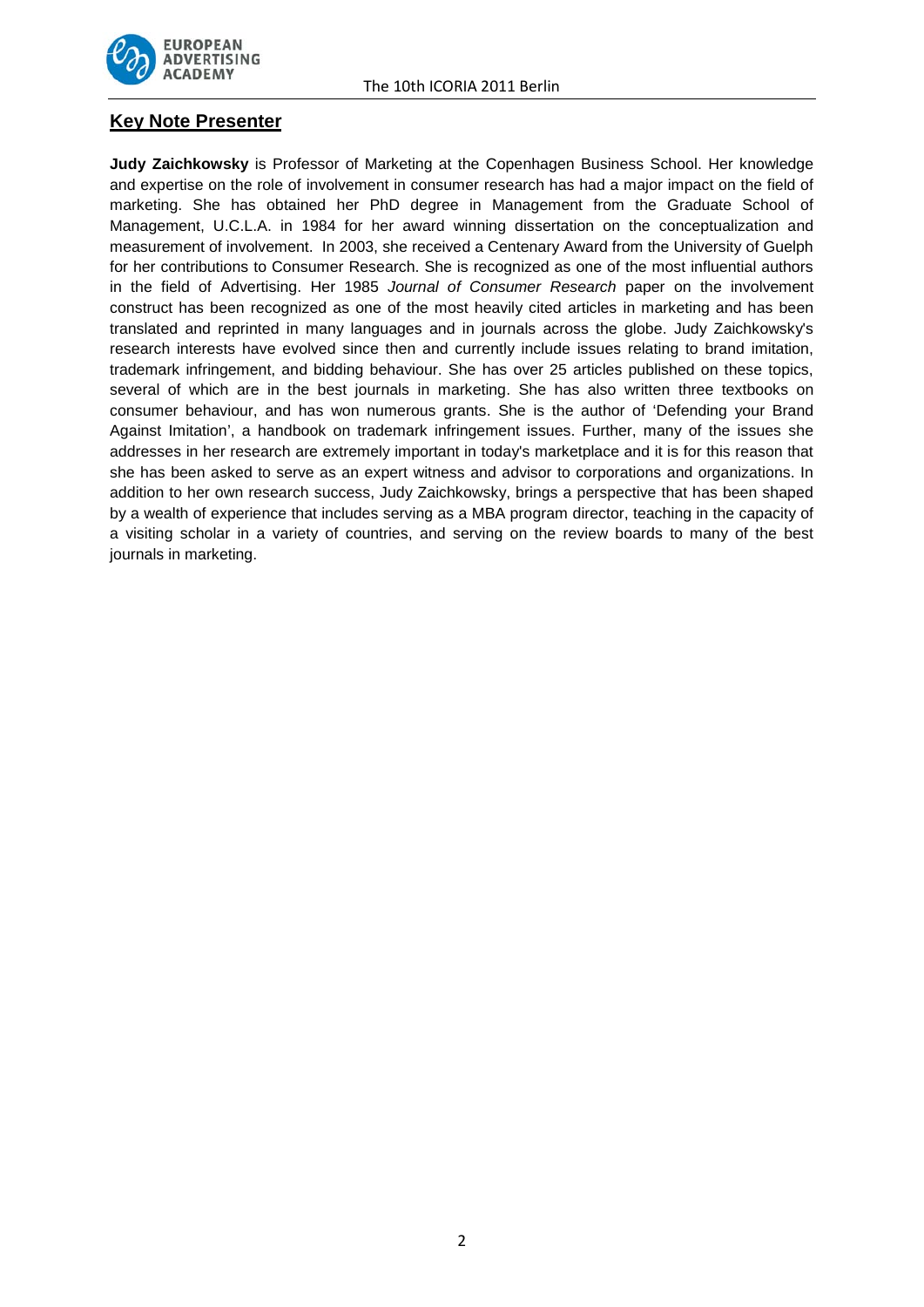## Key Note Presenter

**Judy Zaichkowsky** is Professor of Marketing at the Copenhagen Business School. Her knowledge and expertise on the role of involvement in consumer research has had a major impact on the field of marketing. She has obtained her PhD degree in Management from the Graduate School of Management, U.C.L.A. in 1984 for her award winning dissertation on the conceptualization and measurement of involvement. In 2003, she received a Centenary Award from the University of Guelph for her contributions to Consumer Research. She is recognized as one of the most influential authors in the field of Advertising. Her 1985 *Journal of Consumer Research* paper on the involvement construct has been recognized as one of the most heavily cited articles in marketing and has been translated and reprinted in many languages and in journals across the globe. Judy Zaichkowsky's research interests have evolved since then and currently include issues relating to brand imitation, trademark infringement, and bidding behaviour. She has over 25 articles published on these topics, several of which are in the best journals in marketing. She has also written three textbooks on consumer behaviour, and has won numerous grants. She is the author of 'Defending your Brand Against Imitation', a handbook on trademark infringement issues. Further, many of the issues she addresses in her research are extremely important in today's marketplace and it is for this reason that she has been asked to serve as an expert witness and advisor to corporations and organizations. In addition to her own research success, Judy Zaichkowsky, brings a perspective that has been shaped by a wealth of experience that includes serving as a MBA program director, teaching in the capacity of a visiting scholar in a variety of countries, and serving on the review boards to many of the best journals in marketing.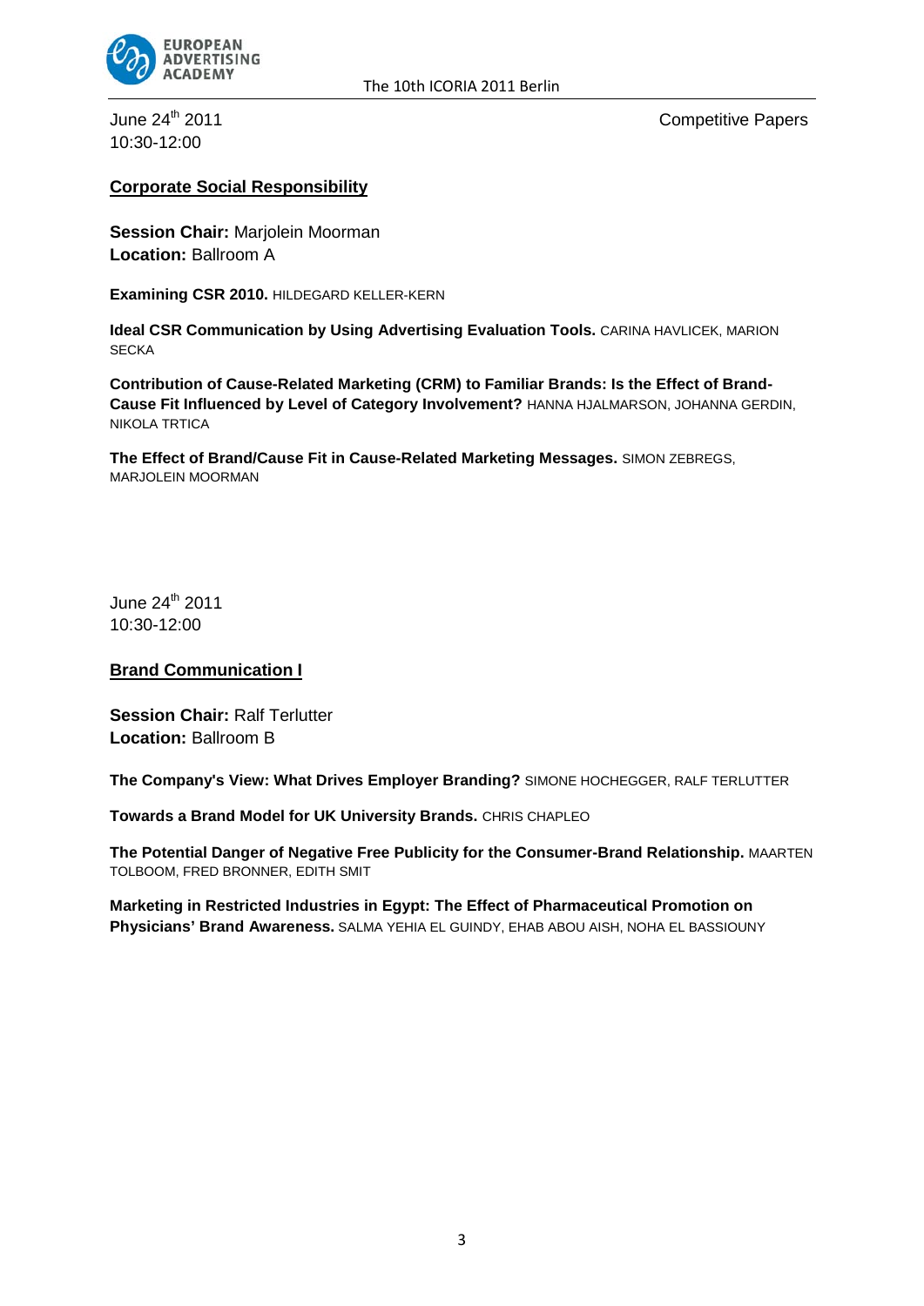June 24th 2011
10:30-12:00

Competitive Papers

## Corporate Social Responsibility

**Session Chair:** Marjolein Moorman
**Location:** Ballroom A

**Examining CSR 2010.** HILDEGARD KELLER-KERN

**Ideal CSR Communication by Using Advertising Evaluation Tools.** CARINA HAVLICEK, MARION SECKA

**Contribution of Cause-Related Marketing (CRM) to Familiar Brands: Is the Effect of Brand-Cause Fit Influenced by Level of Category Involvement?** HANNA HJALMARSON, JOHANNA GERDIN, NIKOLA TRTICA

**The Effect of Brand/Cause Fit in Cause-Related Marketing Messages.** SIMON ZEBREGS, MARJOLEIN MOORMAN

June 24th 2011
10:30-12:00

## Brand Communication I

**Session Chair:** Ralf Terlutter
**Location:** Ballroom B

**The Company's View: What Drives Employer Branding?** SIMONE HOCHEGGER, RALF TERLUTTER

**Towards a Brand Model for UK University Brands.** CHRIS CHAPLEO

**The Potential Danger of Negative Free Publicity for the Consumer-Brand Relationship.** MAARTEN TOLBOOM, FRED BRONNER, EDITH SMIT

**Marketing in Restricted Industries in Egypt: The Effect of Pharmaceutical Promotion on Physicians' Brand Awareness.** SALMA YEHIA EL GUINDY, EHAB ABOU AISH, NOHA EL BASSIOUNY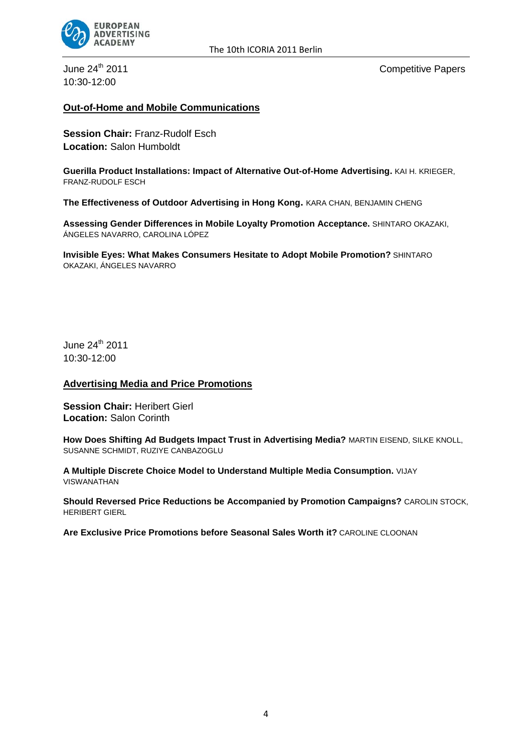June 24th 2011
10:30-12:00

Competitive Papers

## Out-of-Home and Mobile Communications

**Session Chair:** Franz-Rudolf Esch
**Location:** Salon Humboldt

**Guerilla Product Installations: Impact of Alternative Out-of-Home Advertising.** KAI H. KRIEGER, FRANZ-RUDOLF ESCH

**The Effectiveness of Outdoor Advertising in Hong Kong.** KARA CHAN, BENJAMIN CHENG

**Assessing Gender Differences in Mobile Loyalty Promotion Acceptance.** SHINTARO OKAZAKI, ÁNGELES NAVARRO, CAROLINA LÓPEZ

**Invisible Eyes: What Makes Consumers Hesitate to Adopt Mobile Promotion?** SHINTARO OKAZAKI, ÁNGELES NAVARRO

June 24th 2011
10:30-12:00

## Advertising Media and Price Promotions

**Session Chair:** Heribert Gierl
**Location:** Salon Corinth

**How Does Shifting Ad Budgets Impact Trust in Advertising Media?** MARTIN EISEND, SILKE KNOLL, SUSANNE SCHMIDT, RUZIYE CANBAZOGLU

**A Multiple Discrete Choice Model to Understand Multiple Media Consumption.** VIJAY VISWANATHAN

**Should Reversed Price Reductions be Accompanied by Promotion Campaigns?** CAROLIN STOCK, HERIBERT GIERL

**Are Exclusive Price Promotions before Seasonal Sales Worth it?** CAROLINE CLOONAN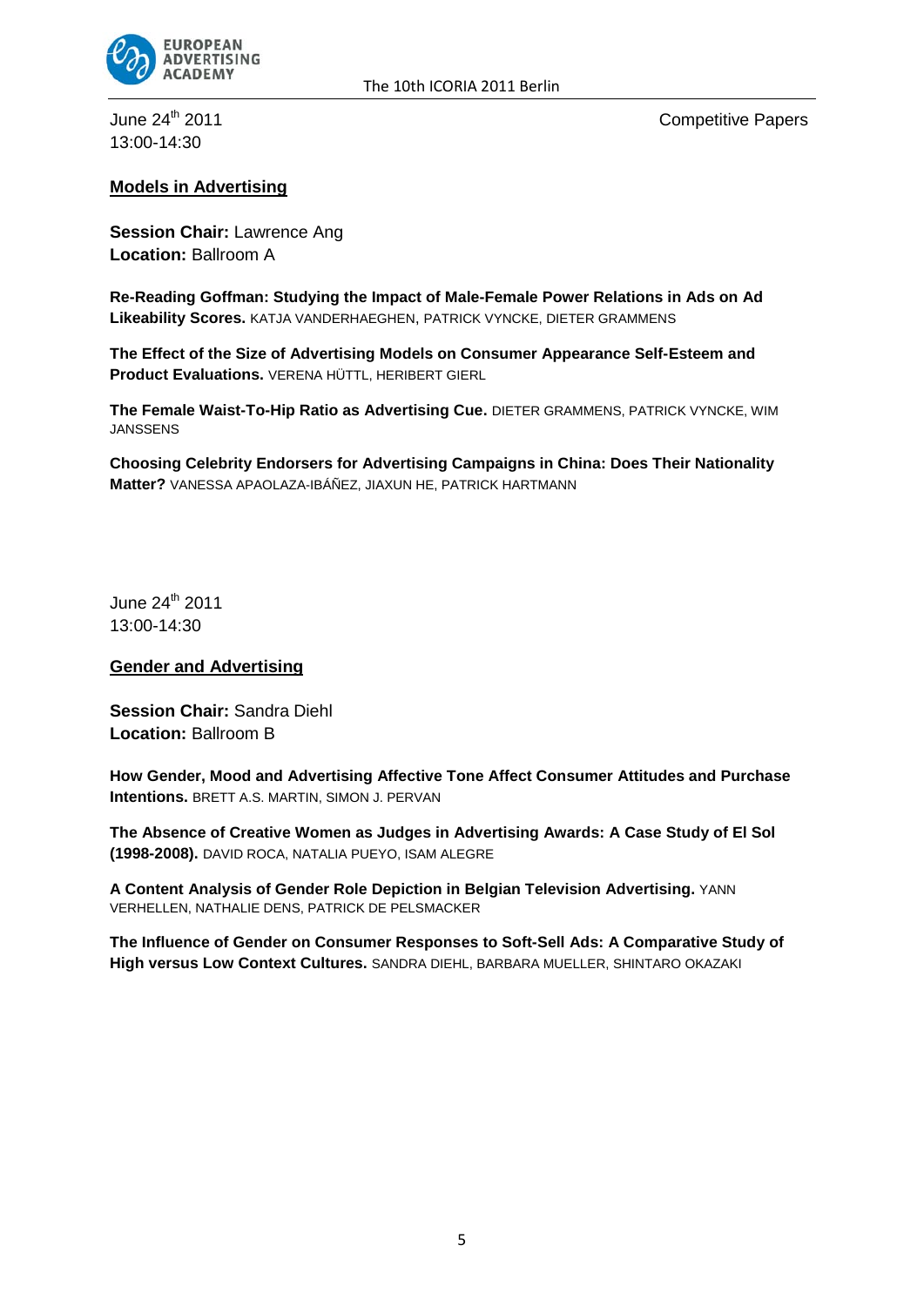June 24th 2011
13:00-14:30

Competitive Papers

## Models in Advertising

**Session Chair:** Lawrence Ang
**Location:** Ballroom A

**Re-Reading Goffman: Studying the Impact of Male-Female Power Relations in Ads on Ad Likeability Scores.** KATJA VANDERHAEGHEN, PATRICK VYNCKE, DIETER GRAMMENS

**The Effect of the Size of Advertising Models on Consumer Appearance Self-Esteem and Product Evaluations.** VERENA HÜTTL, HERIBERT GIERL

**The Female Waist-To-Hip Ratio as Advertising Cue.** DIETER GRAMMENS, PATRICK VYNCKE, WIM JANSSENS

**Choosing Celebrity Endorsers for Advertising Campaigns in China: Does Their Nationality Matter?** VANESSA APAOLAZA-IBÁÑEZ, JIAXUN HE, PATRICK HARTMANN

June 24th 2011
13:00-14:30

## Gender and Advertising

**Session Chair:** Sandra Diehl
**Location:** Ballroom B

**How Gender, Mood and Advertising Affective Tone Affect Consumer Attitudes and Purchase Intentions.** BRETT A.S. MARTIN, SIMON J. PERVAN

**The Absence of Creative Women as Judges in Advertising Awards: A Case Study of El Sol (1998-2008).** DAVID ROCA, NATALIA PUEYO, ISAM ALEGRE

**A Content Analysis of Gender Role Depiction in Belgian Television Advertising.** YANN VERHELLEN, NATHALIE DENS, PATRICK DE PELSMACKER

**The Influence of Gender on Consumer Responses to Soft-Sell Ads: A Comparative Study of High versus Low Context Cultures.** SANDRA DIEHL, BARBARA MUELLER, SHINTARO OKAZAKI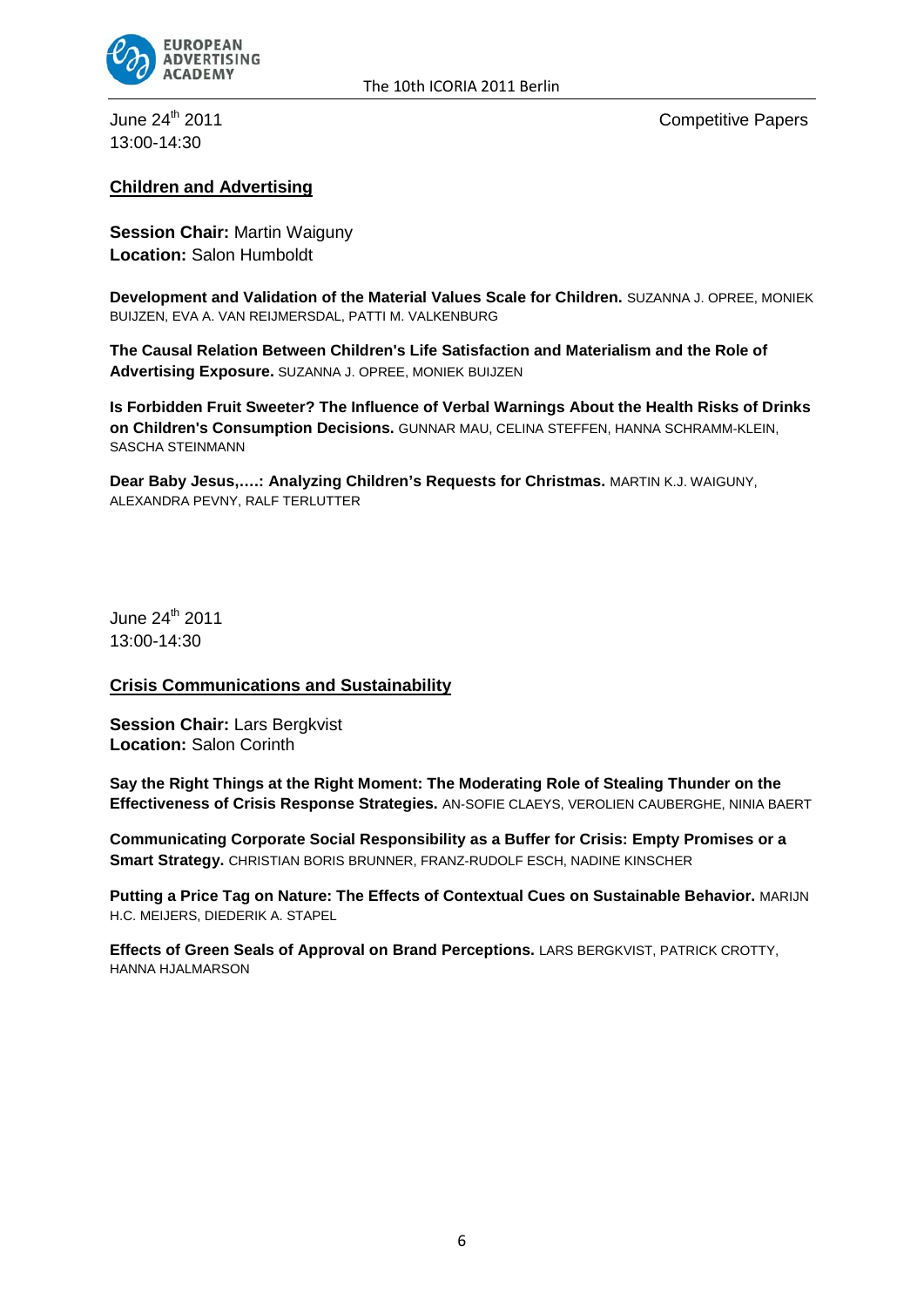June 24th 2011
13:00-14:30

Competitive Papers

## Children and Advertising

**Session Chair:** Martin Waiguny
**Location:** Salon Humboldt

**Development and Validation of the Material Values Scale for Children.** SUZANNA J. OPREE, MONIEK BUIJZEN, EVA A. VAN REIJMERSDAL, PATTI M. VALKENBURG

**The Causal Relation Between Children's Life Satisfaction and Materialism and the Role of Advertising Exposure.** SUZANNA J. OPREE, MONIEK BUIJZEN

**Is Forbidden Fruit Sweeter? The Influence of Verbal Warnings About the Health Risks of Drinks on Children's Consumption Decisions.** GUNNAR MAU, CELINA STEFFEN, HANNA SCHRAMM-KLEIN, SASCHA STEINMANN

**Dear Baby Jesus,….: Analyzing Children's Requests for Christmas.** MARTIN K.J. WAIGUNY, ALEXANDRA PEVNY, RALF TERLUTTER

June 24th 2011
13:00-14:30

## Crisis Communications and Sustainability

**Session Chair:** Lars Bergkvist
**Location:** Salon Corinth

**Say the Right Things at the Right Moment: The Moderating Role of Stealing Thunder on the Effectiveness of Crisis Response Strategies.** AN-SOFIE CLAEYS, VEROLIEN CAUBERGHE, NINIA BAERT

**Communicating Corporate Social Responsibility as a Buffer for Crisis: Empty Promises or a Smart Strategy.** CHRISTIAN BORIS BRUNNER, FRANZ-RUDOLF ESCH, NADINE KINSCHER

**Putting a Price Tag on Nature: The Effects of Contextual Cues on Sustainable Behavior.** MARIJN H.C. MEIJERS, DIEDERIK A. STAPEL

**Effects of Green Seals of Approval on Brand Perceptions.** LARS BERGKVIST, PATRICK CROTTY, HANNA HJALMARSON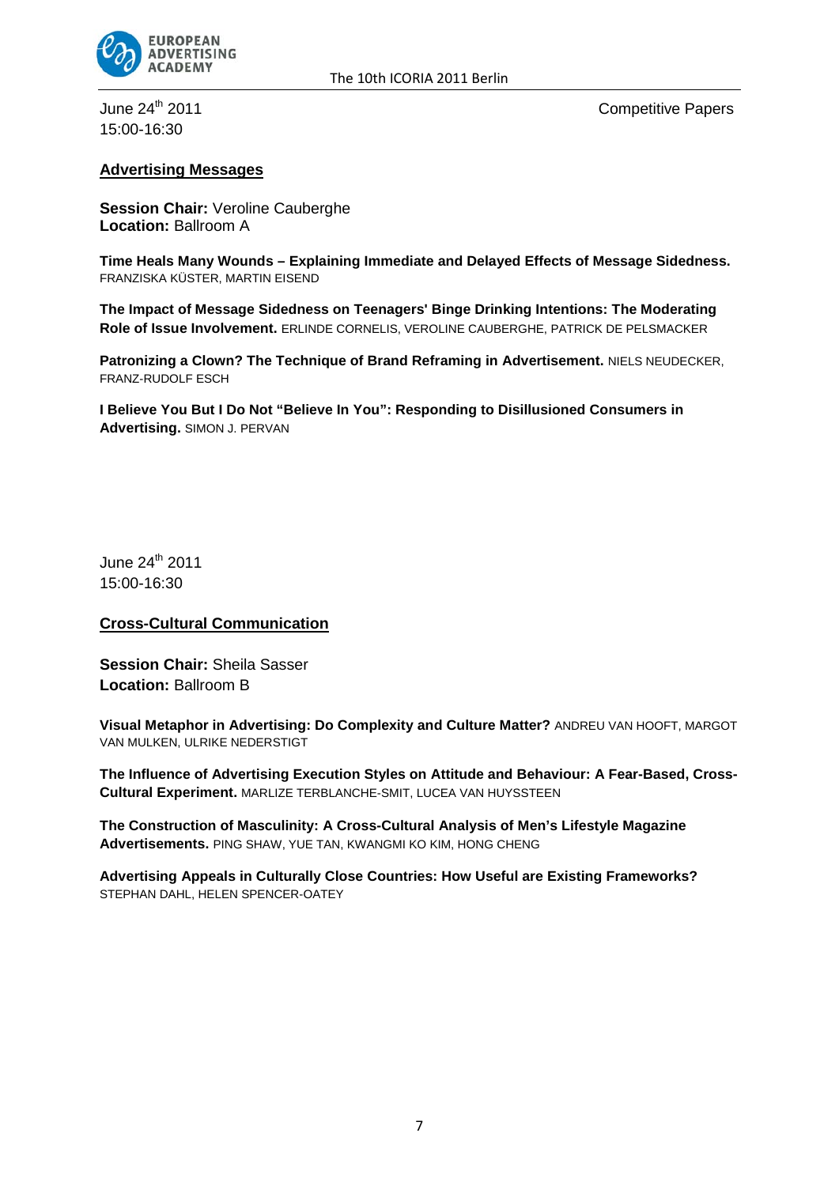June 24th 2011
15:00-16:30

Competitive Papers

## Advertising Messages

**Session Chair:** Veroline Cauberghe
**Location:** Ballroom A

**Time Heals Many Wounds – Explaining Immediate and Delayed Effects of Message Sidedness.** FRANZISKA KÜSTER, MARTIN EISEND

**The Impact of Message Sidedness on Teenagers' Binge Drinking Intentions: The Moderating Role of Issue Involvement.** ERLINDE CORNELIS, VEROLINE CAUBERGHE, PATRICK DE PELSMACKER

**Patronizing a Clown? The Technique of Brand Reframing in Advertisement.** NIELS NEUDECKER, FRANZ-RUDOLF ESCH

**I Believe You But I Do Not "Believe In You": Responding to Disillusioned Consumers in Advertising.** SIMON J. PERVAN

June 24th 2011
15:00-16:30

## Cross-Cultural Communication

**Session Chair:** Sheila Sasser
**Location:** Ballroom B

**Visual Metaphor in Advertising: Do Complexity and Culture Matter?** ANDREU VAN HOOFT, MARGOT VAN MULKEN, ULRIKE NEDERSTIGT

**The Influence of Advertising Execution Styles on Attitude and Behaviour: A Fear-Based, Cross-Cultural Experiment.** MARLIZE TERBLANCHE-SMIT, LUCEA VAN HUYSSTEEN

**The Construction of Masculinity: A Cross-Cultural Analysis of Men's Lifestyle Magazine Advertisements.** PING SHAW, YUE TAN, KWANGMI KO KIM, HONG CHENG

**Advertising Appeals in Culturally Close Countries: How Useful are Existing Frameworks?** STEPHAN DAHL, HELEN SPENCER-OATEY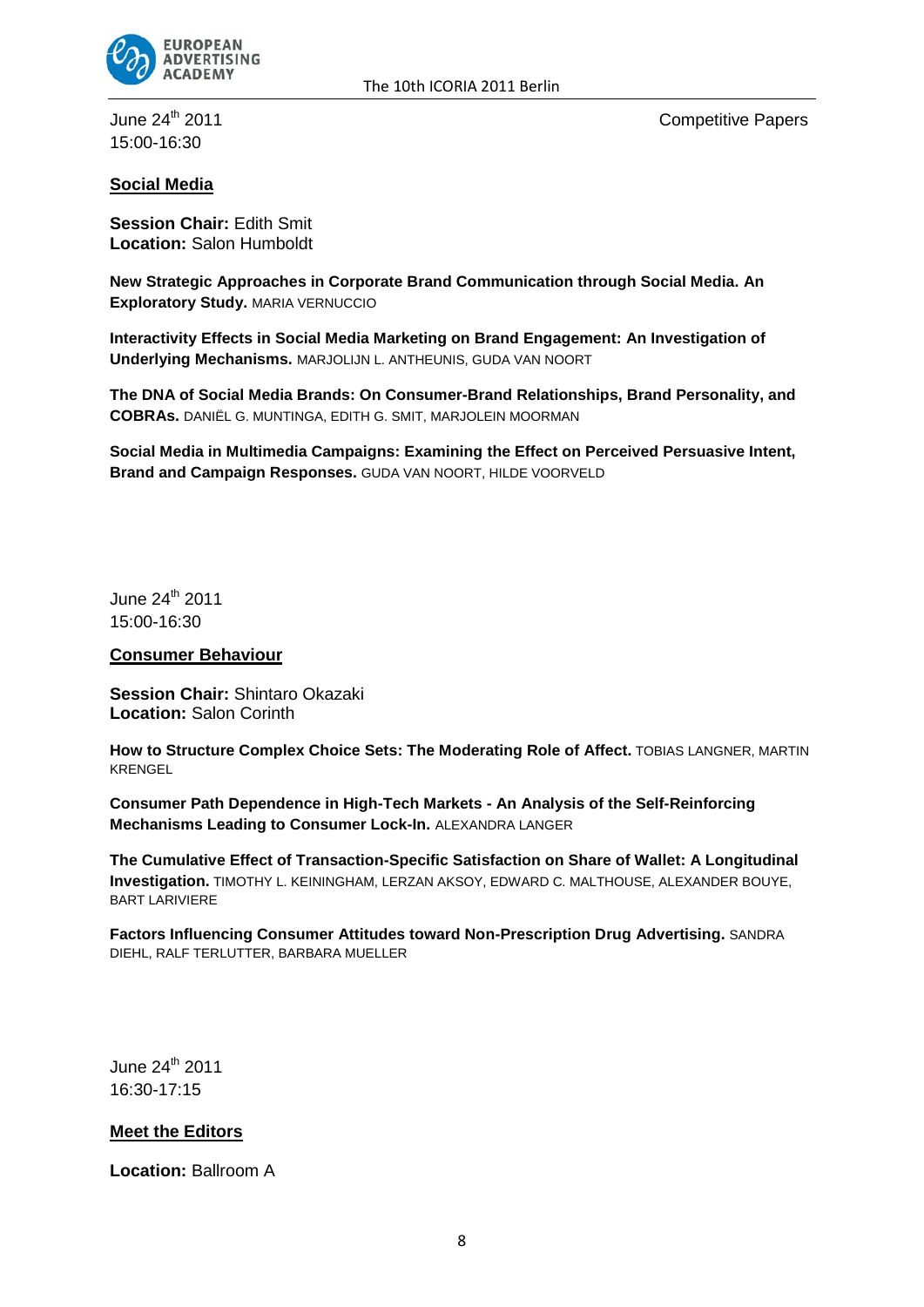June 24th 2011
15:00-16:30

Competitive Papers

## Social Media

**Session Chair:** Edith Smit
**Location:** Salon Humboldt

**New Strategic Approaches in Corporate Brand Communication through Social Media. An Exploratory Study.** MARIA VERNUCCIO

**Interactivity Effects in Social Media Marketing on Brand Engagement: An Investigation of Underlying Mechanisms.** MARJOLIJN L. ANTHEUNIS, GUDA VAN NOORT

**The DNA of Social Media Brands: On Consumer-Brand Relationships, Brand Personality, and COBRAs.** DANIËL G. MUNTINGA, EDITH G. SMIT, MARJOLEIN MOORMAN

**Social Media in Multimedia Campaigns: Examining the Effect on Perceived Persuasive Intent, Brand and Campaign Responses.** GUDA VAN NOORT, HILDE VOORVELD

June 24th 2011
15:00-16:30

## Consumer Behaviour

**Session Chair:** Shintaro Okazaki
**Location:** Salon Corinth

**How to Structure Complex Choice Sets: The Moderating Role of Affect.** TOBIAS LANGNER, MARTIN KRENGEL

**Consumer Path Dependence in High-Tech Markets - An Analysis of the Self-Reinforcing Mechanisms Leading to Consumer Lock-In.** ALEXANDRA LANGER

**The Cumulative Effect of Transaction-Specific Satisfaction on Share of Wallet: A Longitudinal Investigation.** TIMOTHY L. KEININGHAM, LERZAN AKSOY, EDWARD C. MALTHOUSE, ALEXANDER BOUYE, BART LARIVIERE

**Factors Influencing Consumer Attitudes toward Non-Prescription Drug Advertising.** SANDRA DIEHL, RALF TERLUTTER, BARBARA MUELLER

June 24th 2011
16:30-17:15

## Meet the Editors

**Location:** Ballroom A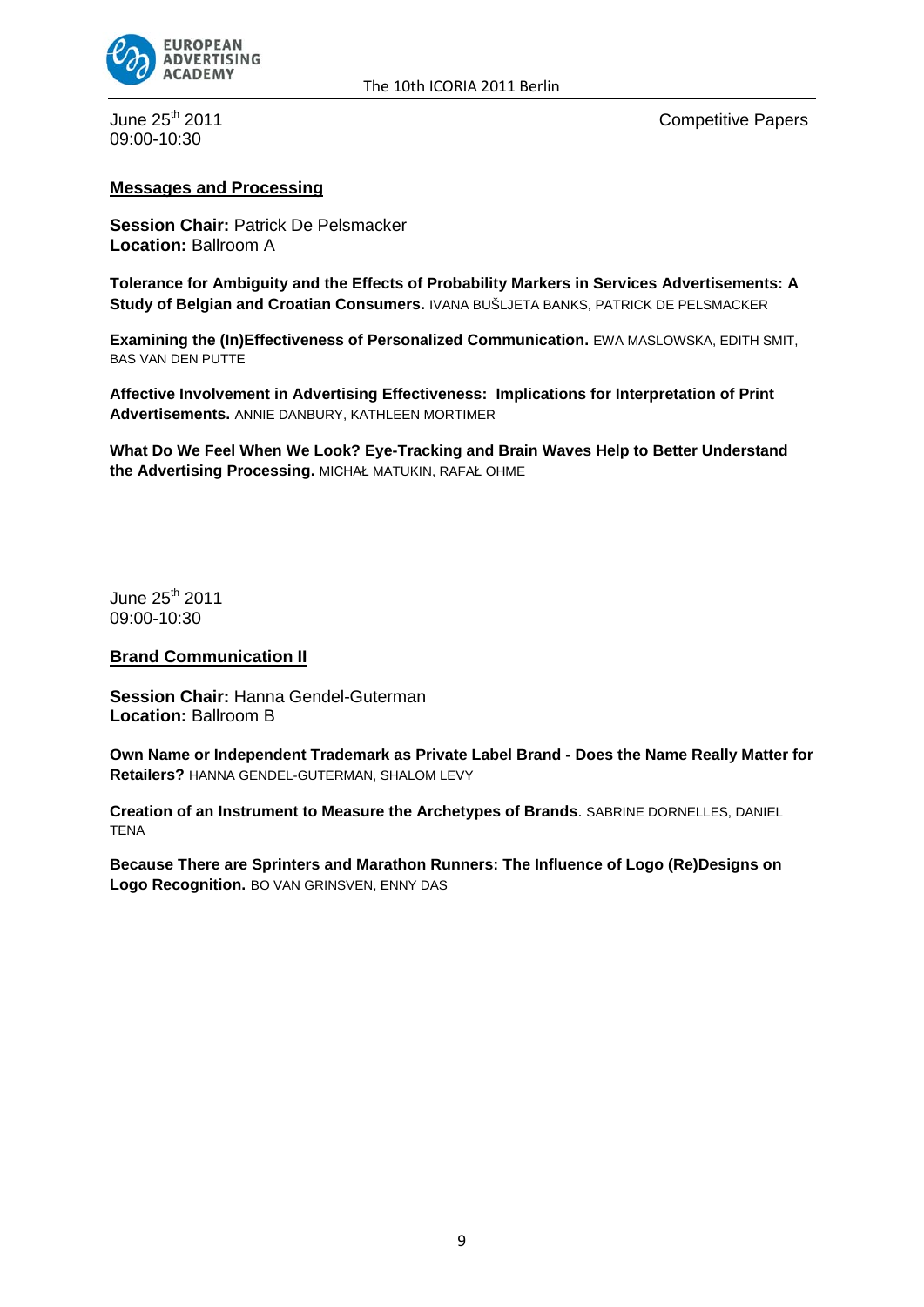June 25th 2011
09:00-10:30

Competitive Papers

## Messages and Processing

**Session Chair:** Patrick De Pelsmacker
**Location:** Ballroom A

**Tolerance for Ambiguity and the Effects of Probability Markers in Services Advertisements: A Study of Belgian and Croatian Consumers.** IVANA BUŠLJETA BANKS, PATRICK DE PELSMACKER

**Examining the (In)Effectiveness of Personalized Communication.** EWA MASLOWSKA, EDITH SMIT, BAS VAN DEN PUTTE

**Affective Involvement in Advertising Effectiveness: Implications for Interpretation of Print Advertisements.** ANNIE DANBURY, KATHLEEN MORTIMER

**What Do We Feel When We Look? Eye-Tracking and Brain Waves Help to Better Understand the Advertising Processing.** MICHAŁ MATUKIN, RAFAŁ OHME

June 25th 2011
09:00-10:30

## Brand Communication II

**Session Chair:** Hanna Gendel-Guterman
**Location:** Ballroom B

**Own Name or Independent Trademark as Private Label Brand - Does the Name Really Matter for Retailers?** HANNA GENDEL-GUTERMAN, SHALOM LEVY

**Creation of an Instrument to Measure the Archetypes of Brands**. SABRINE DORNELLES, DANIEL TENA

**Because There are Sprinters and Marathon Runners: The Influence of Logo (Re)Designs on Logo Recognition.** BO VAN GRINSVEN, ENNY DAS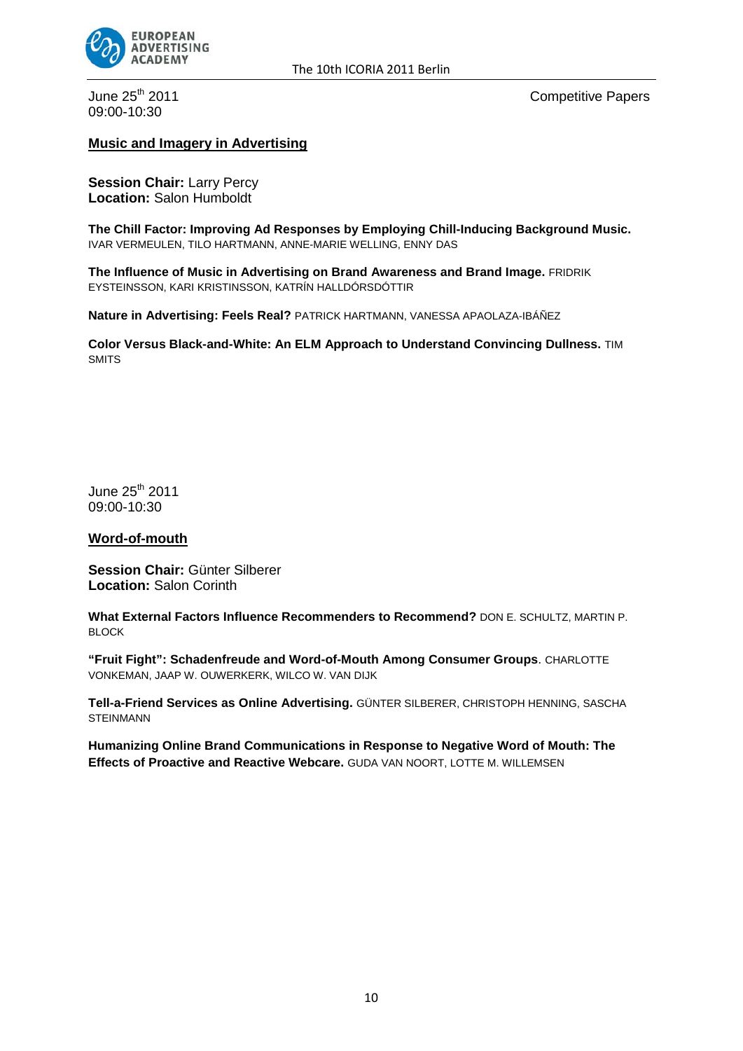June 25th 2011
09:00-10:30

Competitive Papers

## Music and Imagery in Advertising

**Session Chair:** Larry Percy
**Location:** Salon Humboldt

**The Chill Factor: Improving Ad Responses by Employing Chill-Inducing Background Music.** IVAR VERMEULEN, TILO HARTMANN, ANNE-MARIE WELLING, ENNY DAS

**The Influence of Music in Advertising on Brand Awareness and Brand Image.** FRIDRIK EYSTEINSSON, KARI KRISTINSSON, KATRÍN HALLDÓRSDÓTTIR

**Nature in Advertising: Feels Real?** PATRICK HARTMANN, VANESSA APAOLAZA-IBÁÑEZ

**Color Versus Black-and-White: An ELM Approach to Understand Convincing Dullness.** TIM SMITS

June 25th 2011
09:00-10:30

## Word-of-mouth

**Session Chair:** Günter Silberer
**Location:** Salon Corinth

**What External Factors Influence Recommenders to Recommend?** DON E. SCHULTZ, MARTIN P. BLOCK

**"Fruit Fight": Schadenfreude and Word-of-Mouth Among Consumer Groups**. CHARLOTTE VONKEMAN, JAAP W. OUWERKERK, WILCO W. VAN DIJK

**Tell-a-Friend Services as Online Advertising.** GÜNTER SILBERER, CHRISTOPH HENNING, SASCHA STEINMANN

**Humanizing Online Brand Communications in Response to Negative Word of Mouth: The Effects of Proactive and Reactive Webcare.** GUDA VAN NOORT, LOTTE M. WILLEMSEN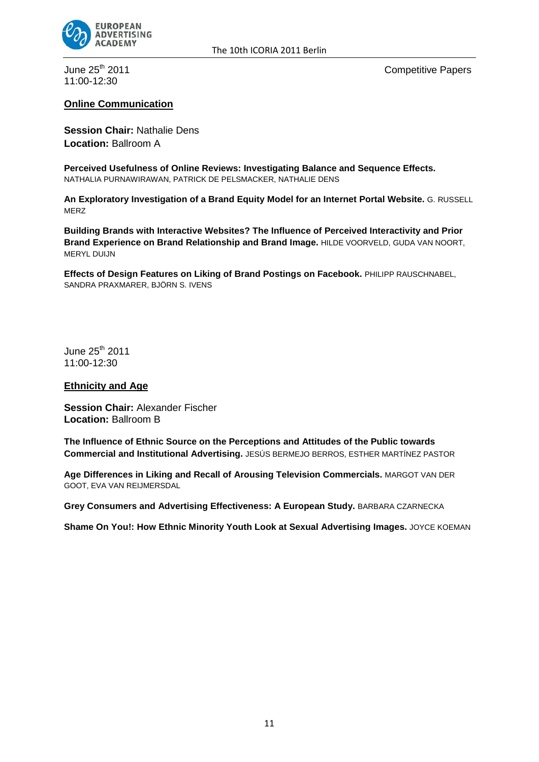June 25th 2011
11:00-12:30

Competitive Papers

## Online Communication

**Session Chair:** Nathalie Dens
**Location:** Ballroom A

**Perceived Usefulness of Online Reviews: Investigating Balance and Sequence Effects.** NATHALIA PURNAWIRAWAN, PATRICK DE PELSMACKER, NATHALIE DENS

**An Exploratory Investigation of a Brand Equity Model for an Internet Portal Website.** G. RUSSELL MERZ

**Building Brands with Interactive Websites? The Influence of Perceived Interactivity and Prior Brand Experience on Brand Relationship and Brand Image.** HILDE VOORVELD, GUDA VAN NOORT, MERYL DUIJN

**Effects of Design Features on Liking of Brand Postings on Facebook.** PHILIPP RAUSCHNABEL, SANDRA PRAXMARER, BJÖRN S. IVENS

June 25th 2011
11:00-12:30

## Ethnicity and Age

**Session Chair:** Alexander Fischer
**Location:** Ballroom B

**The Influence of Ethnic Source on the Perceptions and Attitudes of the Public towards Commercial and Institutional Advertising.** JESÚS BERMEJO BERROS, ESTHER MARTÍNEZ PASTOR

**Age Differences in Liking and Recall of Arousing Television Commercials.** MARGOT VAN DER GOOT, EVA VAN REIJMERSDAL

**Grey Consumers and Advertising Effectiveness: A European Study.** BARBARA CZARNECKA

**Shame On You!: How Ethnic Minority Youth Look at Sexual Advertising Images.** JOYCE KOEMAN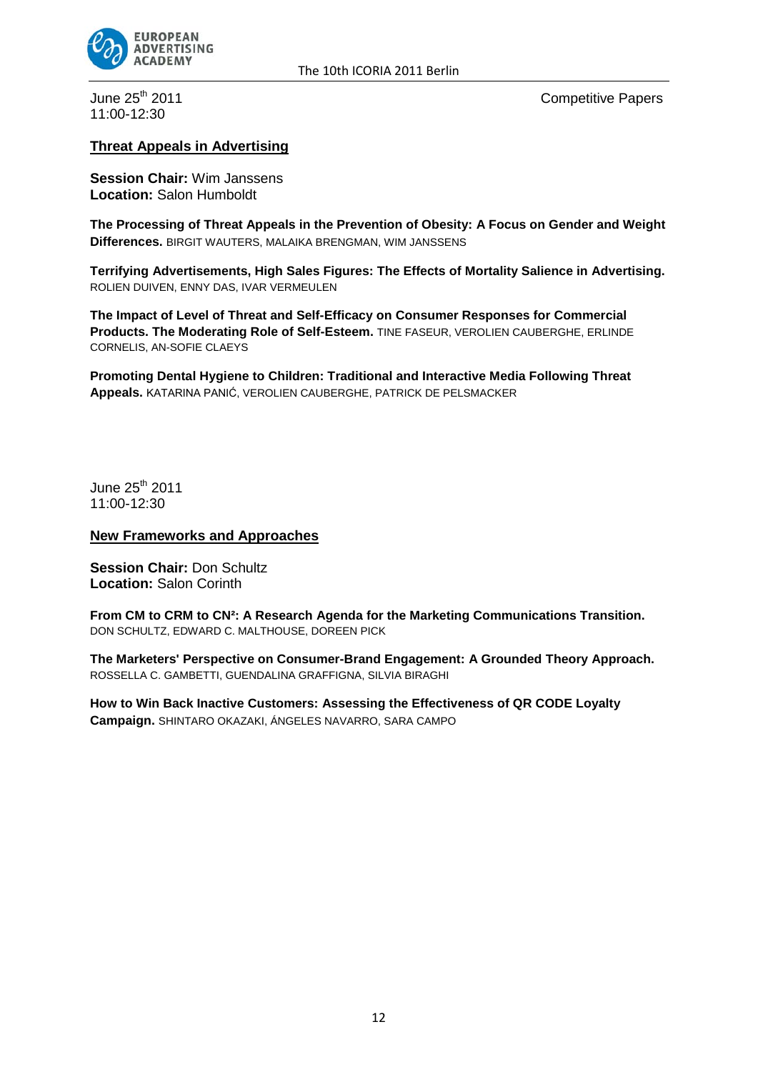June 25th 2011
11:00-12:30

Competitive Papers

## Threat Appeals in Advertising

**Session Chair:** Wim Janssens
**Location:** Salon Humboldt

**The Processing of Threat Appeals in the Prevention of Obesity: A Focus on Gender and Weight Differences.** BIRGIT WAUTERS, MALAIKA BRENGMAN, WIM JANSSENS

**Terrifying Advertisements, High Sales Figures: The Effects of Mortality Salience in Advertising.** ROLIEN DUIVEN, ENNY DAS, IVAR VERMEULEN

**The Impact of Level of Threat and Self-Efficacy on Consumer Responses for Commercial Products. The Moderating Role of Self-Esteem.** TINE FASEUR, VEROLIEN CAUBERGHE, ERLINDE CORNELIS, AN-SOFIE CLAEYS

**Promoting Dental Hygiene to Children: Traditional and Interactive Media Following Threat Appeals.** KATARINA PANIĆ, VEROLIEN CAUBERGHE, PATRICK DE PELSMACKER

June 25th 2011
11:00-12:30

## New Frameworks and Approaches

**Session Chair:** Don Schultz
**Location:** Salon Corinth

**From CM to CRM to CN²: A Research Agenda for the Marketing Communications Transition.** DON SCHULTZ, EDWARD C. MALTHOUSE, DOREEN PICK

**The Marketers' Perspective on Consumer-Brand Engagement: A Grounded Theory Approach.** ROSSELLA C. GAMBETTI, GUENDALINA GRAFFIGNA, SILVIA BIRAGHI

**How to Win Back Inactive Customers: Assessing the Effectiveness of QR CODE Loyalty Campaign.** SHINTARO OKAZAKI, ÁNGELES NAVARRO, SARA CAMPO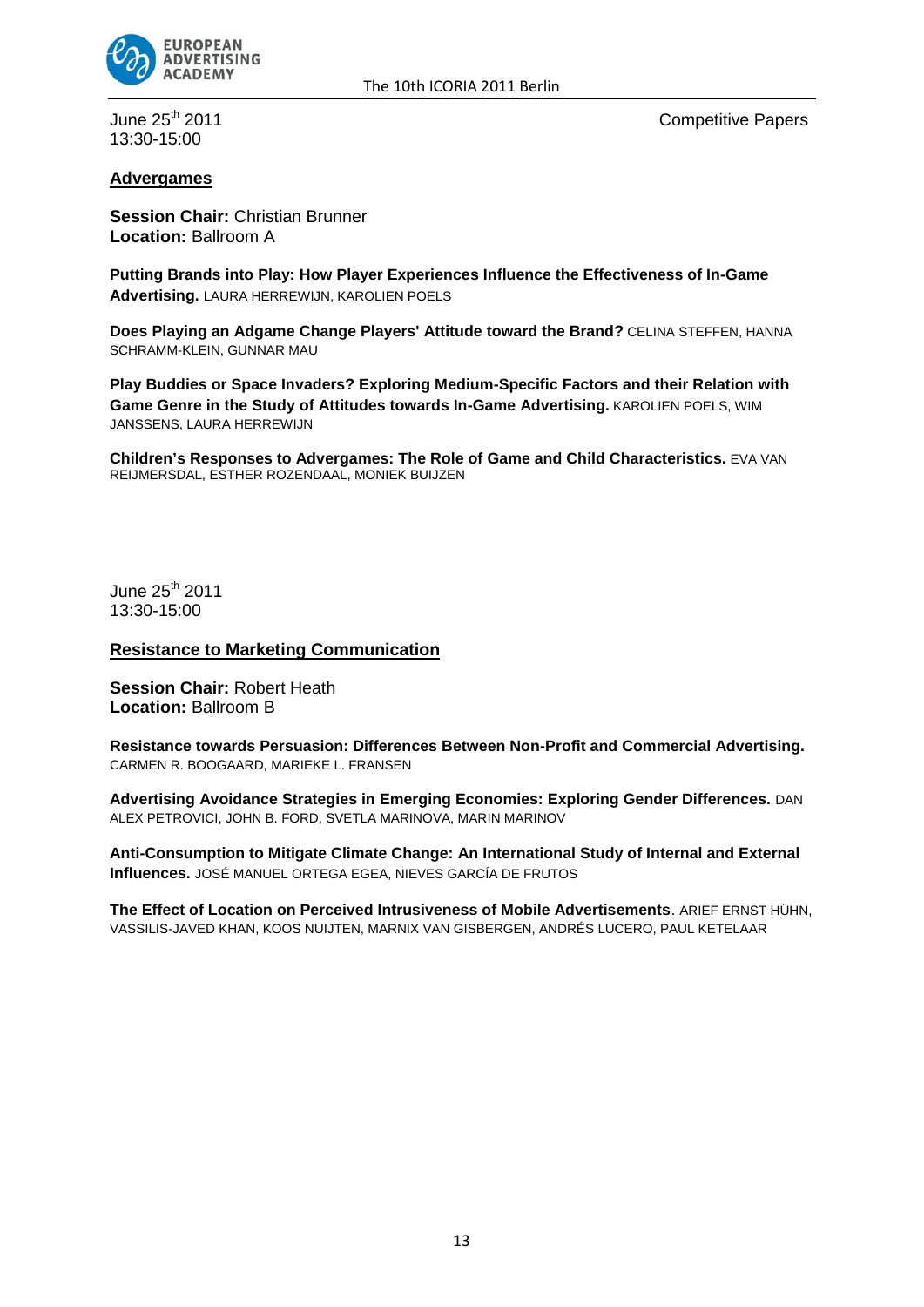June 25th 2011
13:30-15:00

Competitive Papers

## Advergames

**Session Chair:** Christian Brunner
**Location:** Ballroom A

**Putting Brands into Play: How Player Experiences Influence the Effectiveness of In-Game Advertising.** LAURA HERREWIJN, KAROLIEN POELS

**Does Playing an Adgame Change Players' Attitude toward the Brand?** CELINA STEFFEN, HANNA SCHRAMM-KLEIN, GUNNAR MAU

**Play Buddies or Space Invaders? Exploring Medium-Specific Factors and their Relation with Game Genre in the Study of Attitudes towards In-Game Advertising.** KAROLIEN POELS, WIM JANSSENS, LAURA HERREWIJN

**Children's Responses to Advergames: The Role of Game and Child Characteristics.** EVA VAN REIJMERSDAL, ESTHER ROZENDAAL, MONIEK BUIJZEN

June 25th 2011
13:30-15:00

## Resistance to Marketing Communication

**Session Chair:** Robert Heath
**Location:** Ballroom B

**Resistance towards Persuasion: Differences Between Non-Profit and Commercial Advertising.** CARMEN R. BOOGAARD, MARIEKE L. FRANSEN

**Advertising Avoidance Strategies in Emerging Economies: Exploring Gender Differences.** DAN ALEX PETROVICI, JOHN B. FORD, SVETLA MARINOVA, MARIN MARINOV

**Anti-Consumption to Mitigate Climate Change: An International Study of Internal and External Influences.** JOSÉ MANUEL ORTEGA EGEA, NIEVES GARCÍA DE FRUTOS

**The Effect of Location on Perceived Intrusiveness of Mobile Advertisements**. ARIEF ERNST HÜHN, VASSILIS-JAVED KHAN, KOOS NUIJTEN, MARNIX VAN GISBERGEN, ANDRÉS LUCERO, PAUL KETELAAR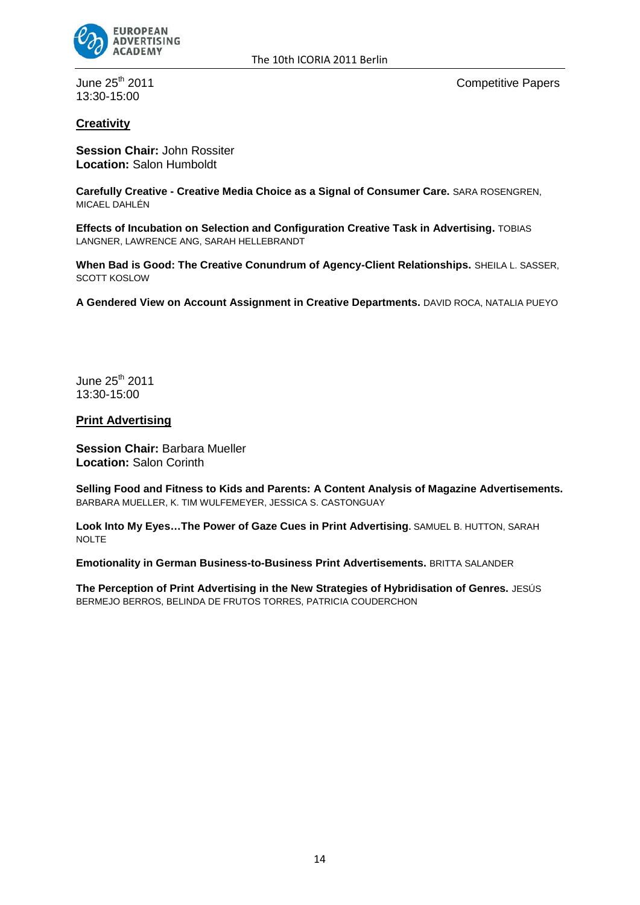June 25th 2011
13:30-15:00

Competitive Papers

## Creativity

**Session Chair:** John Rossiter
**Location:** Salon Humboldt

**Carefully Creative - Creative Media Choice as a Signal of Consumer Care.** SARA ROSENGREN, MICAEL DAHLÉN

**Effects of Incubation on Selection and Configuration Creative Task in Advertising.** TOBIAS LANGNER, LAWRENCE ANG, SARAH HELLEBRANDT

**When Bad is Good: The Creative Conundrum of Agency-Client Relationships.** SHEILA L. SASSER, SCOTT KOSLOW

**A Gendered View on Account Assignment in Creative Departments.** DAVID ROCA, NATALIA PUEYO

June 25th 2011
13:30-15:00

## Print Advertising

**Session Chair:** Barbara Mueller
**Location:** Salon Corinth

**Selling Food and Fitness to Kids and Parents: A Content Analysis of Magazine Advertisements.** BARBARA MUELLER, K. TIM WULFEMEYER, JESSICA S. CASTONGUAY

**Look Into My Eyes…The Power of Gaze Cues in Print Advertising**. SAMUEL B. HUTTON, SARAH NOLTE

**Emotionality in German Business-to-Business Print Advertisements.** BRITTA SALANDER

**The Perception of Print Advertising in the New Strategies of Hybridisation of Genres.** JESÚS BERMEJO BERROS, BELINDA DE FRUTOS TORRES, PATRICIA COUDERCHON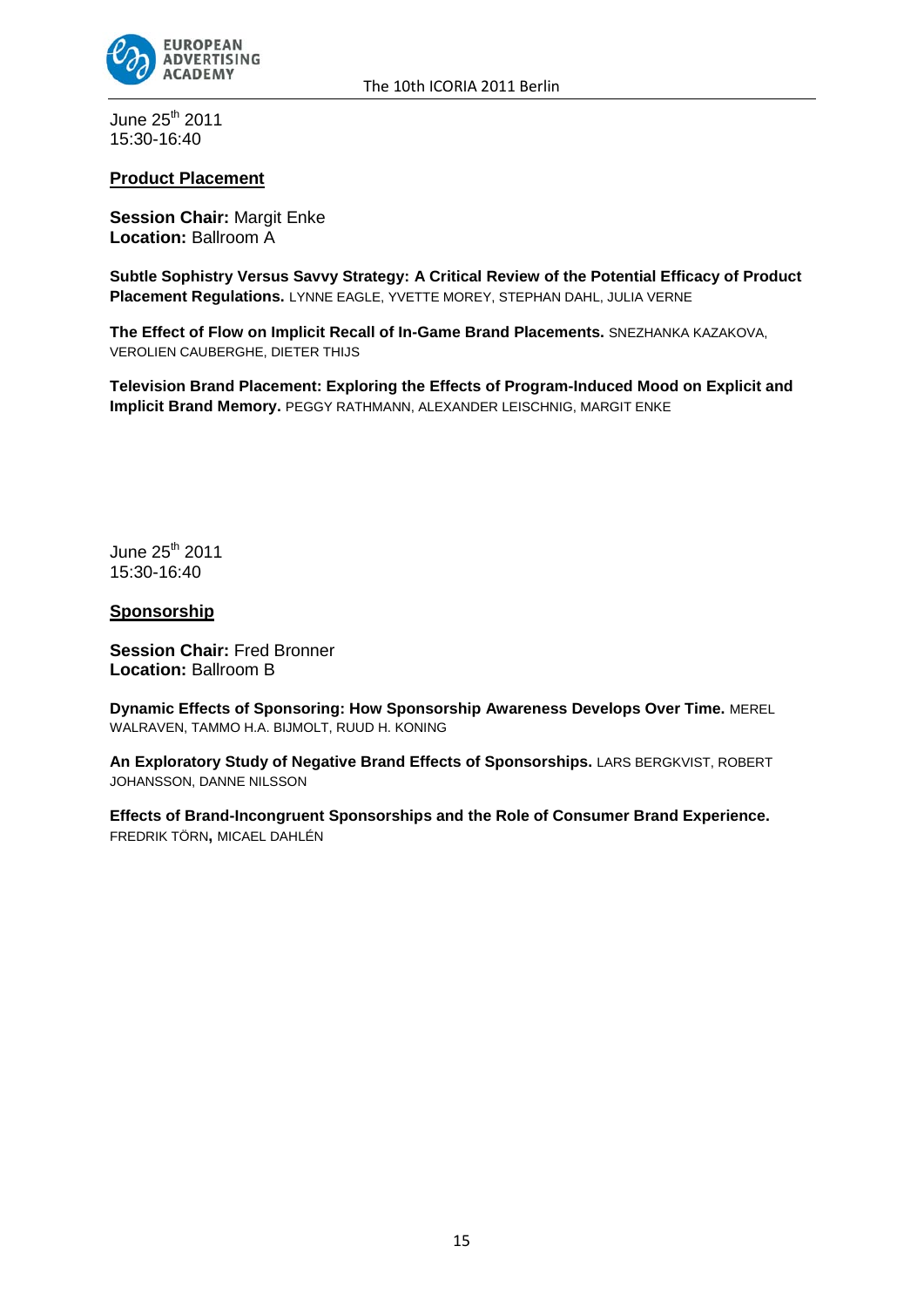June 25th 2011
15:30-16:40

**Product Placement**

**Session Chair:** Margit Enke
**Location:** Ballroom A

**Subtle Sophistry Versus Savvy Strategy: A Critical Review of the Potential Efficacy of Product Placement Regulations.** LYNNE EAGLE, YVETTE MOREY, STEPHAN DAHL, JULIA VERNE

**The Effect of Flow on Implicit Recall of In-Game Brand Placements.** SNEZHANKA KAZAKOVA, VEROLIEN CAUBERGHE, DIETER THIJS

**Television Brand Placement: Exploring the Effects of Program-Induced Mood on Explicit and Implicit Brand Memory.** PEGGY RATHMANN, ALEXANDER LEISCHNIG, MARGIT ENKE

June 25th 2011
15:30-16:40

**Sponsorship**

**Session Chair:** Fred Bronner
**Location:** Ballroom B

**Dynamic Effects of Sponsoring: How Sponsorship Awareness Develops Over Time.** MEREL WALRAVEN, TAMMO H.A. BIJMOLT, RUUD H. KONING

**An Exploratory Study of Negative Brand Effects of Sponsorships.** LARS BERGKVIST, ROBERT JOHANSSON, DANNE NILSSON

**Effects of Brand-Incongruent Sponsorships and the Role of Consumer Brand Experience.** FREDRIK TÖRN**,** MICAEL DAHLÉN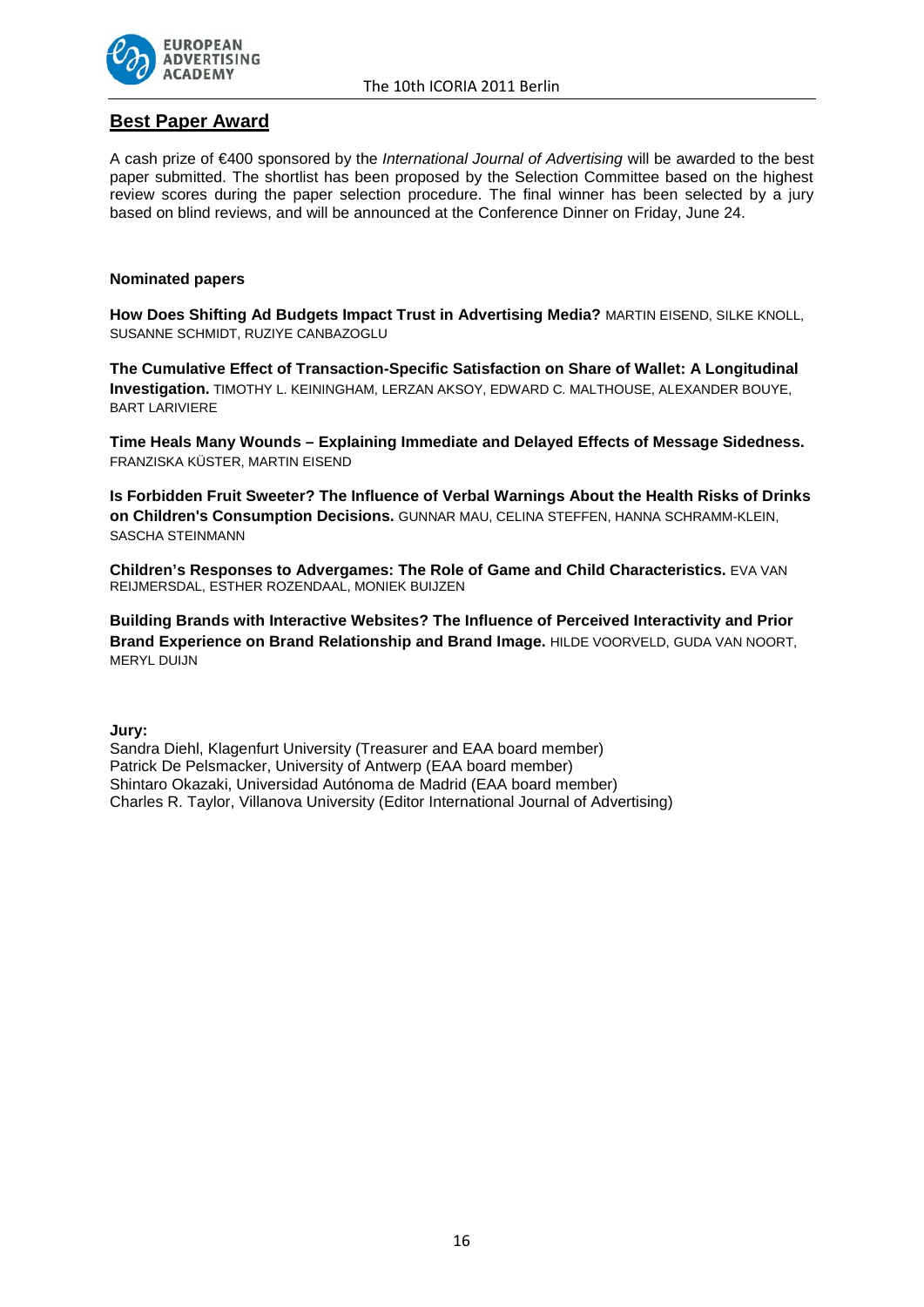## Best Paper Award

A cash prize of €400 sponsored by the *International Journal of Advertising* will be awarded to the best paper submitted. The shortlist has been proposed by the Selection Committee based on the highest review scores during the paper selection procedure. The final winner has been selected by a jury based on blind reviews, and will be announced at the Conference Dinner on Friday, June 24.

**Nominated papers**

**How Does Shifting Ad Budgets Impact Trust in Advertising Media?** MARTIN EISEND, SILKE KNOLL, SUSANNE SCHMIDT, RUZIYE CANBAZOGLU

**The Cumulative Effect of Transaction-Specific Satisfaction on Share of Wallet: A Longitudinal Investigation.** TIMOTHY L. KEININGHAM, LERZAN AKSOY, EDWARD C. MALTHOUSE, ALEXANDER BOUYE, BART LARIVIERE

**Time Heals Many Wounds – Explaining Immediate and Delayed Effects of Message Sidedness.** FRANZISKA KÜSTER, MARTIN EISEND

**Is Forbidden Fruit Sweeter? The Influence of Verbal Warnings About the Health Risks of Drinks on Children's Consumption Decisions.** GUNNAR MAU, CELINA STEFFEN, HANNA SCHRAMM-KLEIN, SASCHA STEINMANN

**Children's Responses to Advergames: The Role of Game and Child Characteristics.** EVA VAN REIJMERSDAL, ESTHER ROZENDAAL, MONIEK BUIJZEN

**Building Brands with Interactive Websites? The Influence of Perceived Interactivity and Prior Brand Experience on Brand Relationship and Brand Image.** HILDE VOORVELD, GUDA VAN NOORT, MERYL DUIJN

**Jury:**

Sandra Diehl, Klagenfurt University (Treasurer and EAA board member)
Patrick De Pelsmacker, University of Antwerp (EAA board member)
Shintaro Okazaki, Universidad Autónoma de Madrid (EAA board member)
Charles R. Taylor, Villanova University (Editor International Journal of Advertising)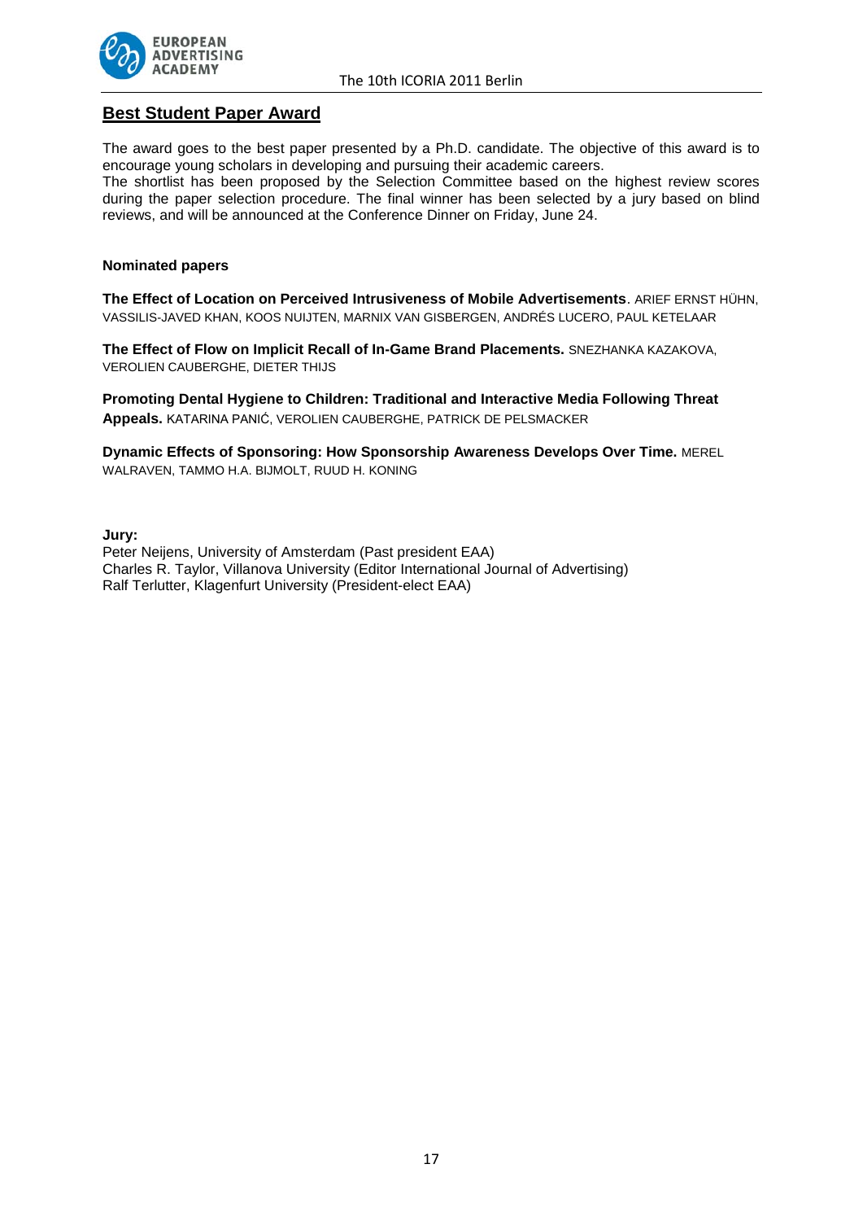## Best Student Paper Award

The award goes to the best paper presented by a Ph.D. candidate. The objective of this award is to encourage young scholars in developing and pursuing their academic careers.
The shortlist has been proposed by the Selection Committee based on the highest review scores during the paper selection procedure. The final winner has been selected by a jury based on blind reviews, and will be announced at the Conference Dinner on Friday, June 24.

**Nominated papers**

**The Effect of Location on Perceived Intrusiveness of Mobile Advertisements**. ARIEF ERNST HÜHN, VASSILIS-JAVED KHAN, KOOS NUIJTEN, MARNIX VAN GISBERGEN, ANDRÉS LUCERO, PAUL KETELAAR

**The Effect of Flow on Implicit Recall of In-Game Brand Placements.** SNEZHANKA KAZAKOVA, VEROLIEN CAUBERGHE, DIETER THIJS

**Promoting Dental Hygiene to Children: Traditional and Interactive Media Following Threat Appeals.** KATARINA PANIĆ, VEROLIEN CAUBERGHE, PATRICK DE PELSMACKER

**Dynamic Effects of Sponsoring: How Sponsorship Awareness Develops Over Time.** MEREL WALRAVEN, TAMMO H.A. BIJMOLT, RUUD H. KONING

**Jury:**
Peter Neijens, University of Amsterdam (Past president EAA)
Charles R. Taylor, Villanova University (Editor International Journal of Advertising)
Ralf Terlutter, Klagenfurt University (President-elect EAA)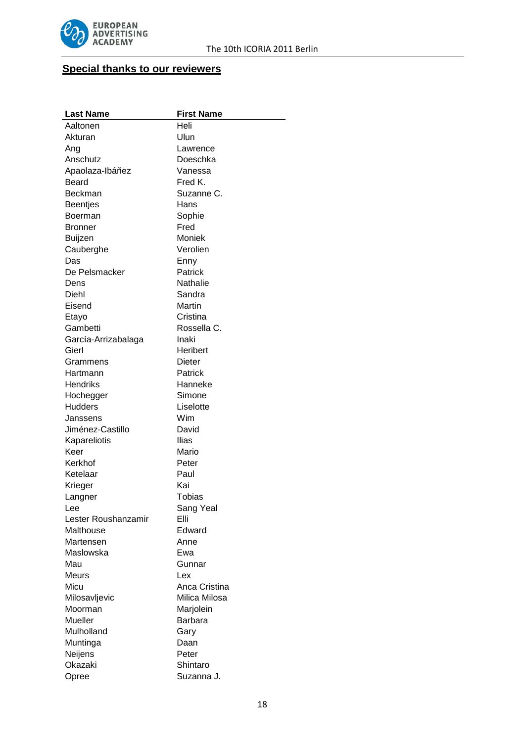## Special thanks to our reviewers

| Last Name | First Name |
|---|---|
| Aaltonen | Heli |
| Akturan | Ulun |
| Ang | Lawrence |
| Anschutz | Doeschka |
| Apaolaza-Ibáñez | Vanessa |
| Beard | Fred K. |
| Beckman | Suzanne C. |
| Beentjes | Hans |
| Boerman | Sophie |
| Bronner | Fred |
| Buijzen | Moniek |
| Cauberghe | Verolien |
| Das | Enny |
| De Pelsmacker | Patrick |
| Dens | Nathalie |
| Diehl | Sandra |
| Eisend | Martin |
| Etayo | Cristina |
| Gambetti | Rossella C. |
| García-Arrizabalaga | Inaki |
| Gierl | Heribert |
| Grammens | Dieter |
| Hartmann | Patrick |
| Hendriks | Hanneke |
| Hochegger | Simone |
| Hudders | Liselotte |
| Janssens | Wim |
| Jiménez-Castillo | David |
| Kapareliotis | Ilias |
| Keer | Mario |
| Kerkhof | Peter |
| Ketelaar | Paul |
| Krieger | Kai |
| Langner | Tobias |
| Lee | Sang Yeal |
| Lester Roushanzamir | Elli |
| Malthouse | Edward |
| Martensen | Anne |
| Maslowska | Ewa |
| Mau | Gunnar |
| Meurs | Lex |
| Micu | Anca Cristina |
| Milosavljevic | Milica Milosa |
| Moorman | Marjolein |
| Mueller | Barbara |
| Mulholland | Gary |
| Muntinga | Daan |
| Neijens | Peter |
| Okazaki | Shintaro |
| Opree | Suzanna J. |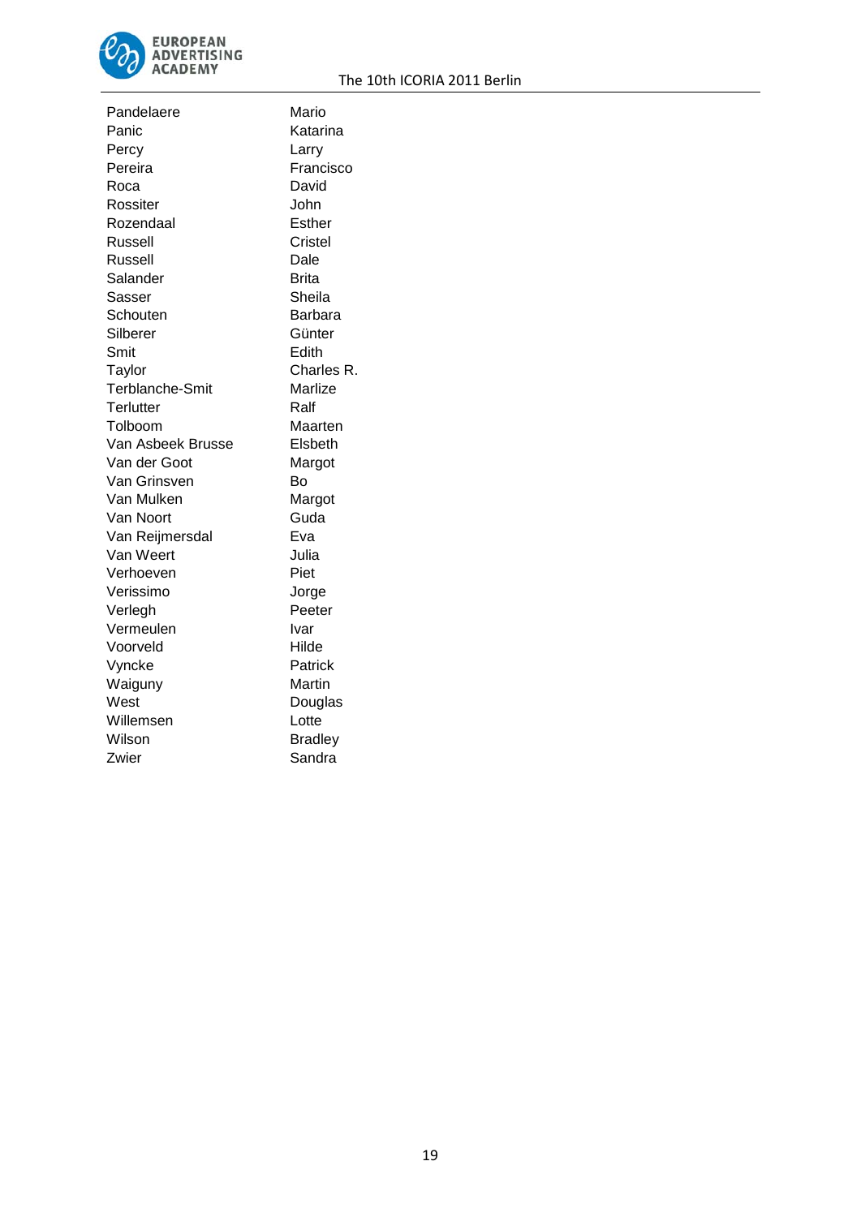| | |
|---|---|
| Pandelaere | Mario |
| Panic | Katarina |
| Percy | Larry |
| Pereira | Francisco |
| Roca | David |
| Rossiter | John |
| Rozendaal | Esther |
| Russell | Cristel |
| Russell | Dale |
| Salander | Brita |
| Sasser | Sheila |
| Schouten | Barbara |
| Silberer | Günter |
| Smit | Edith |
| Taylor | Charles R. |
| Terblanche-Smit | Marlize |
| Terlutter | Ralf |
| Tolboom | Maarten |
| Van Asbeek Brusse | Elsbeth |
| Van der Goot | Margot |
| Van Grinsven | Bo |
| Van Mulken | Margot |
| Van Noort | Guda |
| Van Reijmersdal | Eva |
| Van Weert | Julia |
| Verhoeven | Piet |
| Verissimo | Jorge |
| Verlegh | Peeter |
| Vermeulen | Ivar |
| Voorveld | Hilde |
| Vyncke | Patrick |
| Waiguny | Martin |
| West | Douglas |
| Willemsen | Lotte |
| Wilson | Bradley |
| Zwier | Sandra |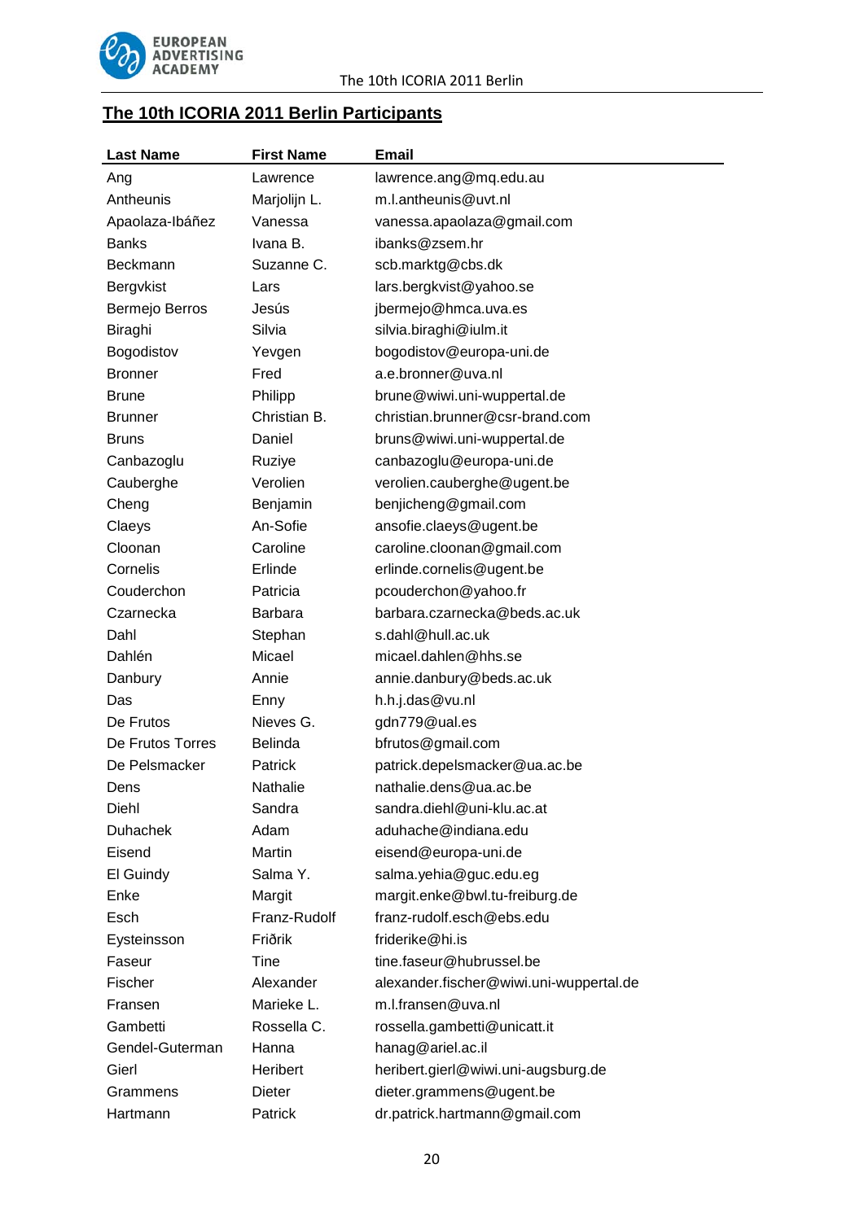## The 10th ICORIA 2011 Berlin Participants

| Last Name | First Name | Email |
|---|---|---|
| Ang | Lawrence | lawrence.ang@mq.edu.au |
| Antheunis | Marjolijn L. | m.l.antheunis@uvt.nl |
| Apaolaza-Ibáñez | Vanessa | vanessa.apaolaza@gmail.com |
| Banks | Ivana B. | ibanks@zsem.hr |
| Beckmann | Suzanne C. | scb.marktg@cbs.dk |
| Bergvkist | Lars | lars.bergkvist@yahoo.se |
| Bermejo Berros | Jesús | jbermejo@hmca.uva.es |
| Biraghi | Silvia | silvia.biraghi@iulm.it |
| Bogodistov | Yevgen | bogodistov@europa-uni.de |
| Bronner | Fred | a.e.bronner@uva.nl |
| Brune | Philipp | brune@wiwi.uni-wuppertal.de |
| Brunner | Christian B. | christian.brunner@csr-brand.com |
| Bruns | Daniel | bruns@wiwi.uni-wuppertal.de |
| Canbazoglu | Ruziye | canbazoglu@europa-uni.de |
| Cauberghe | Verolien | verolien.cauberghe@ugent.be |
| Cheng | Benjamin | benjicheng@gmail.com |
| Claeys | An-Sofie | ansofie.claeys@ugent.be |
| Cloonan | Caroline | caroline.cloonan@gmail.com |
| Cornelis | Erlinde | erlinde.cornelis@ugent.be |
| Couderchon | Patricia | pcouderchon@yahoo.fr |
| Czarnecka | Barbara | barbara.czarnecka@beds.ac.uk |
| Dahl | Stephan | s.dahl@hull.ac.uk |
| Dahlén | Micael | micael.dahlen@hhs.se |
| Danbury | Annie | annie.danbury@beds.ac.uk |
| Das | Enny | h.h.j.das@vu.nl |
| De Frutos | Nieves G. | gdn779@ual.es |
| De Frutos Torres | Belinda | bfrutos@gmail.com |
| De Pelsmacker | Patrick | patrick.depelsmacker@ua.ac.be |
| Dens | Nathalie | nathalie.dens@ua.ac.be |
| Diehl | Sandra | sandra.diehl@uni-klu.ac.at |
| Duhachek | Adam | aduhache@indiana.edu |
| Eisend | Martin | eisend@europa-uni.de |
| El Guindy | Salma Y. | salma.yehia@guc.edu.eg |
| Enke | Margit | margit.enke@bwl.tu-freiburg.de |
| Esch | Franz-Rudolf | franz-rudolf.esch@ebs.edu |
| Eysteinsson | Friðrik | friderike@hi.is |
| Faseur | Tine | tine.faseur@hubrussel.be |
| Fischer | Alexander | alexander.fischer@wiwi.uni-wuppertal.de |
| Fransen | Marieke L. | m.l.fransen@uva.nl |
| Gambetti | Rossella C. | rossella.gambetti@unicatt.it |
| Gendel-Guterman | Hanna | hanag@ariel.ac.il |
| Gierl | Heribert | heribert.gierl@wiwi.uni-augsburg.de |
| Grammens | Dieter | dieter.grammens@ugent.be |
| Hartmann | Patrick | dr.patrick.hartmann@gmail.com |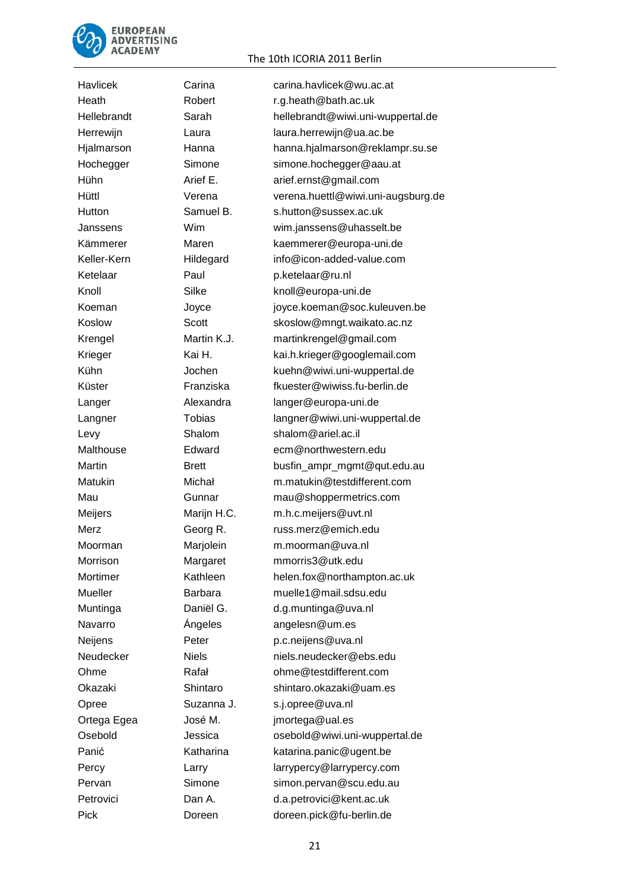| | | |
|---|---|---|
| Havlicek | Carina | carina.havlicek@wu.ac.at |
| Heath | Robert | r.g.heath@bath.ac.uk |
| Hellebrandt | Sarah | hellebrandt@wiwi.uni-wuppertal.de |
| Herrewijn | Laura | laura.herrewijn@ua.ac.be |
| Hjalmarson | Hanna | hanna.hjalmarson@reklampr.su.se |
| Hochegger | Simone | simone.hochegger@aau.at |
| Hühn | Arief E. | arief.ernst@gmail.com |
| Hüttl | Verena | verena.huettl@wiwi.uni-augsburg.de |
| Hutton | Samuel B. | s.hutton@sussex.ac.uk |
| Janssens | Wim | wim.janssens@uhasselt.be |
| Kämmerer | Maren | kaemmerer@europa-uni.de |
| Keller-Kern | Hildegard | info@icon-added-value.com |
| Ketelaar | Paul | p.ketelaar@ru.nl |
| Knoll | Silke | knoll@europa-uni.de |
| Koeman | Joyce | joyce.koeman@soc.kuleuven.be |
| Koslow | Scott | skoslow@mngt.waikato.ac.nz |
| Krengel | Martin K.J. | martinkrengel@gmail.com |
| Krieger | Kai H. | kai.h.krieger@googlemail.com |
| Kühn | Jochen | kuehn@wiwi.uni-wuppertal.de |
| Küster | Franziska | fkuester@wiwiss.fu-berlin.de |
| Langer | Alexandra | langer@europa-uni.de |
| Langner | Tobias | langner@wiwi.uni-wuppertal.de |
| Levy | Shalom | shalom@ariel.ac.il |
| Malthouse | Edward | ecm@northwestern.edu |
| Martin | Brett | busfin_ampr_mgmt@qut.edu.au |
| Matukin | Michał | m.matukin@testdifferent.com |
| Mau | Gunnar | mau@shoppermetrics.com |
| Meijers | Marijn H.C. | m.h.c.meijers@uvt.nl |
| Merz | Georg R. | russ.merz@emich.edu |
| Moorman | Marjolein | m.moorman@uva.nl |
| Morrison | Margaret | mmorris3@utk.edu |
| Mortimer | Kathleen | helen.fox@northampton.ac.uk |
| Mueller | Barbara | muelle1@mail.sdsu.edu |
| Muntinga | Daniël G. | d.g.muntinga@uva.nl |
| Navarro | Ángeles | angelesn@um.es |
| Neijens | Peter | p.c.neijens@uva.nl |
| Neudecker | Niels | niels.neudecker@ebs.edu |
| Ohme | Rafał | ohme@testdifferent.com |
| Okazaki | Shintaro | shintaro.okazaki@uam.es |
| Opree | Suzanna J. | s.j.opree@uva.nl |
| Ortega Egea | José M. | jmortega@ual.es |
| Osebold | Jessica | osebold@wiwi.uni-wuppertal.de |
| Panić | Katharina | katarina.panic@ugent.be |
| Percy | Larry | larrypercy@larrypercy.com |
| Pervan | Simone | simon.pervan@scu.edu.au |
| Petrovici | Dan A. | d.a.petrovici@kent.ac.uk |
| Pick | Doreen | doreen.pick@fu-berlin.de |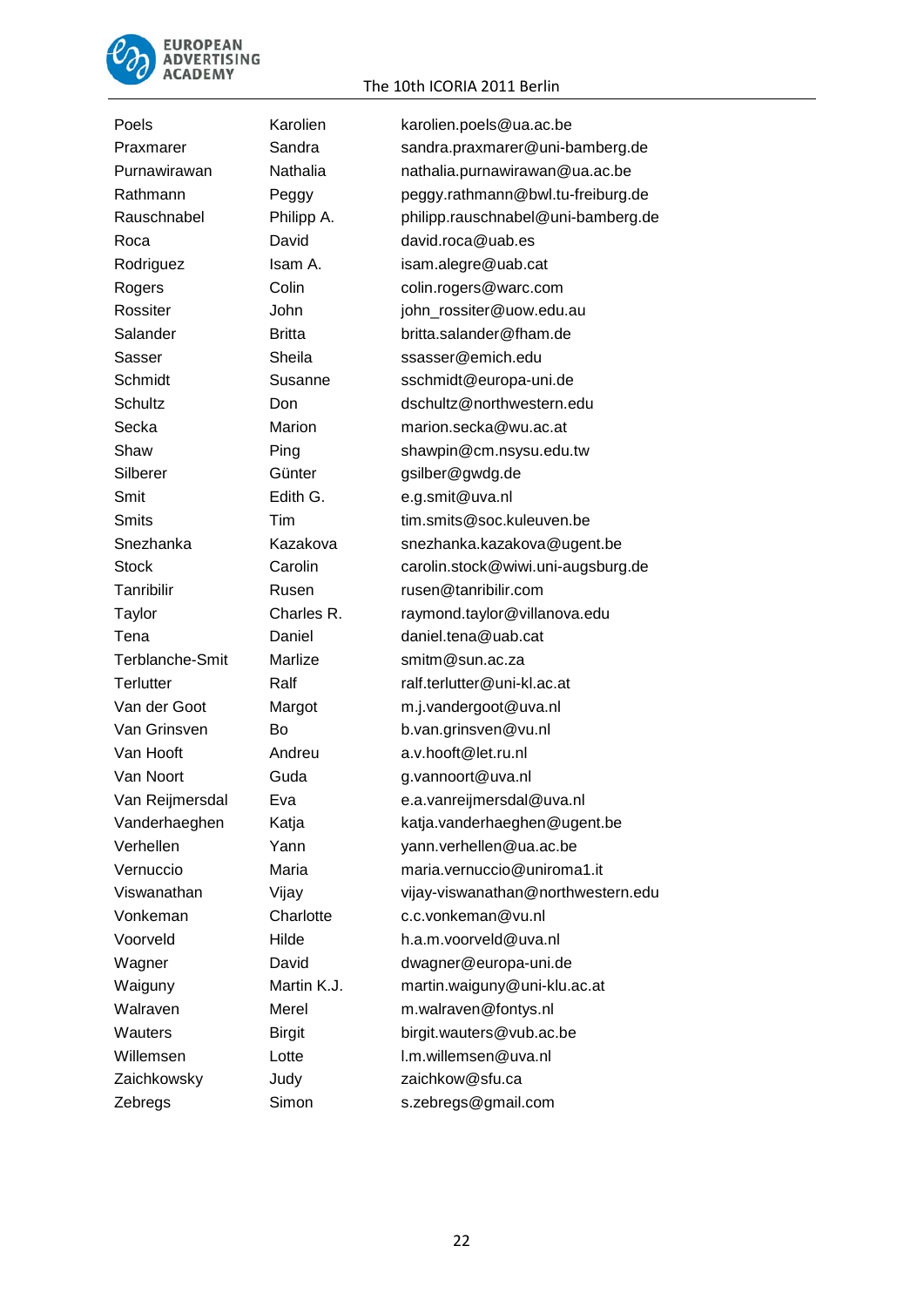| | | |
|---|---|---|
| Poels | Karolien | karolien.poels@ua.ac.be |
| Praxmarer | Sandra | sandra.praxmarer@uni-bamberg.de |
| Purnawirawan | Nathalia | nathalia.purnawirawan@ua.ac.be |
| Rathmann | Peggy | peggy.rathmann@bwl.tu-freiburg.de |
| Rauschnabel | Philipp A. | philipp.rauschnabel@uni-bamberg.de |
| Roca | David | david.roca@uab.es |
| Rodriguez | Isam A. | isam.alegre@uab.cat |
| Rogers | Colin | colin.rogers@warc.com |
| Rossiter | John | john_rossiter@uow.edu.au |
| Salander | Britta | britta.salander@fham.de |
| Sasser | Sheila | ssasser@emich.edu |
| Schmidt | Susanne | sschmidt@europa-uni.de |
| Schultz | Don | dschultz@northwestern.edu |
| Secka | Marion | marion.secka@wu.ac.at |
| Shaw | Ping | shawpin@cm.nsysu.edu.tw |
| Silberer | Günter | gsilber@gwdg.de |
| Smit | Edith G. | e.g.smit@uva.nl |
| Smits | Tim | tim.smits@soc.kuleuven.be |
| Snezhanka | Kazakova | snezhanka.kazakova@ugent.be |
| Stock | Carolin | carolin.stock@wiwi.uni-augsburg.de |
| Tanribilir | Rusen | rusen@tanribilir.com |
| Taylor | Charles R. | raymond.taylor@villanova.edu |
| Tena | Daniel | daniel.tena@uab.cat |
| Terblanche-Smit | Marlize | smitm@sun.ac.za |
| Terlutter | Ralf | ralf.terlutter@uni-kl.ac.at |
| Van der Goot | Margot | m.j.vandergoot@uva.nl |
| Van Grinsven | Bo | b.van.grinsven@vu.nl |
| Van Hooft | Andreu | a.v.hooft@let.ru.nl |
| Van Noort | Guda | g.vannoort@uva.nl |
| Van Reijmersdal | Eva | e.a.vanreijmersdal@uva.nl |
| Vanderhaeghen | Katja | katja.vanderhaeghen@ugent.be |
| Verhellen | Yann | yann.verhellen@ua.ac.be |
| Vernuccio | Maria | maria.vernuccio@uniroma1.it |
| Viswanathan | Vijay | vijay-viswanathan@northwestern.edu |
| Vonkeman | Charlotte | c.c.vonkeman@vu.nl |
| Voorveld | Hilde | h.a.m.voorveld@uva.nl |
| Wagner | David | dwagner@europa-uni.de |
| Waiguny | Martin K.J. | martin.waiguny@uni-klu.ac.at |
| Walraven | Merel | m.walraven@fontys.nl |
| Wauters | Birgit | birgit.wauters@vub.ac.be |
| Willemsen | Lotte | l.m.willemsen@uva.nl |
| Zaichkowsky | Judy | zaichkow@sfu.ca |
| Zebregs | Simon | s.zebregs@gmail.com |